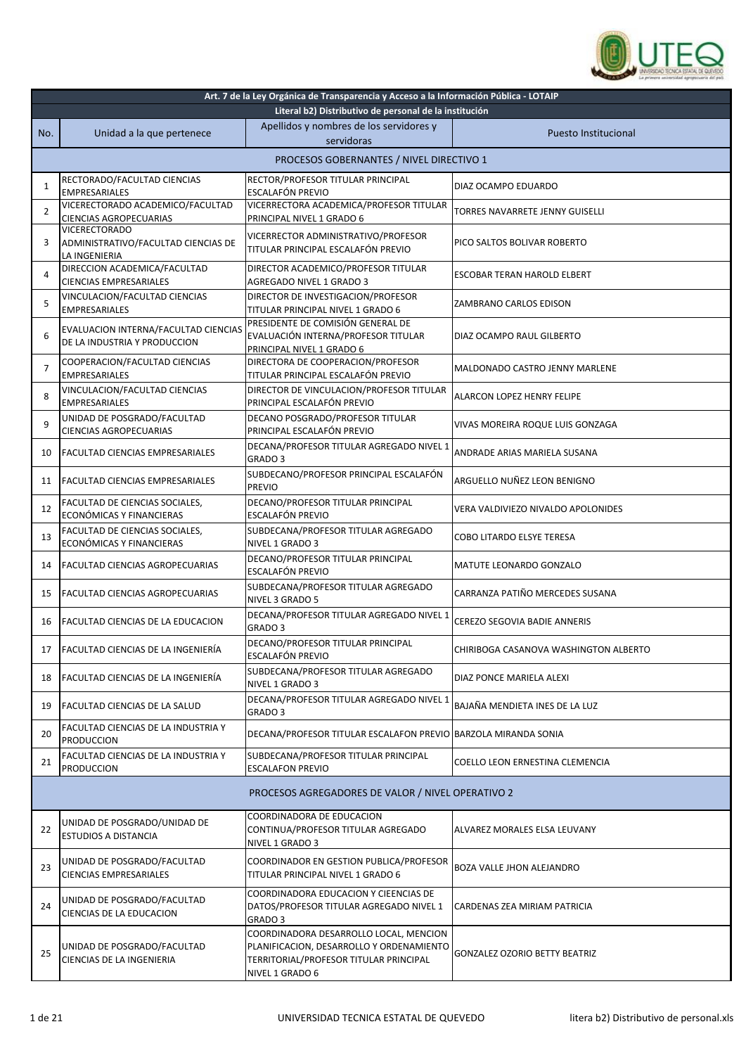| Art. 7 de la Ley Orgánica de Transparencia y Acceso a la Información Pública - LOTAIP | | | |
|---|---|---|---|
| Literal b2) Distributivo de personal de la institución | | | |
| No. | Unidad a la que pertenece | Apellidos y nombres de los servidores y servidoras | Puesto Institucional |
| PROCESOS GOBERNANTES / NIVEL DIRECTIVO 1 | | | |
| 1 | RECTORADO/FACULTAD CIENCIAS EMPRESARIALES | RECTOR/PROFESOR TITULAR PRINCIPAL ESCALAFÓN PREVIO | DIAZ OCAMPO EDUARDO |
| 2 | VICERECTORADO ACADEMICO/FACULTAD CIENCIAS AGROPECUARIAS | VICERRECTORA ACADEMICA/PROFESOR TITULAR PRINCIPAL NIVEL 1 GRADO 6 | TORRES NAVARRETE JENNY GUISELLI |
| 3 | VICERECTORADO ADMINISTRATIVO/FACULTAD CIENCIAS DE LA INGENIERIA | VICERRECTOR ADMINISTRATIVO/PROFESOR TITULAR PRINCIPAL ESCALAFÓN PREVIO | PICO SALTOS BOLIVAR ROBERTO |
| 4 | DIRECCION ACADEMICA/FACULTAD CIENCIAS EMPRESARIALES | DIRECTOR ACADEMICO/PROFESOR TITULAR AGREGADO NIVEL 1 GRADO 3 | ESCOBAR TERAN HAROLD ELBERT |
| 5 | VINCULACION/FACULTAD CIENCIAS EMPRESARIALES | DIRECTOR DE INVESTIGACION/PROFESOR TITULAR PRINCIPAL NIVEL 1 GRADO 6 | ZAMBRANO CARLOS EDISON |
| 6 | EVALUACION INTERNA/FACULTAD CIENCIAS DE LA INDUSTRIA Y PRODUCCION | PRESIDENTE DE COMISIÓN GENERAL DE EVALUACIÓN INTERNA/PROFESOR TITULAR PRINCIPAL NIVEL 1 GRADO 6 | DIAZ OCAMPO RAUL GILBERTO |
| 7 | COOPERACION/FACULTAD CIENCIAS EMPRESARIALES | DIRECTORA DE COOPERACION/PROFESOR TITULAR PRINCIPAL ESCALAFÓN PREVIO | MALDONADO CASTRO JENNY MARLENE |
| 8 | VINCULACION/FACULTAD CIENCIAS EMPRESARIALES | DIRECTOR DE VINCULACION/PROFESOR TITULAR PRINCIPAL ESCALAFÓN PREVIO | ALARCON LOPEZ HENRY FELIPE |
| 9 | UNIDAD DE POSGRADO/FACULTAD CIENCIAS AGROPECUARIAS | DECANO POSGRADO/PROFESOR TITULAR PRINCIPAL ESCALAFÓN PREVIO | VIVAS MOREIRA ROQUE LUIS GONZAGA |
| 10 | FACULTAD CIENCIAS EMPRESARIALES | DECANA/PROFESOR TITULAR AGREGADO NIVEL 1 GRADO 3 | ANDRADE ARIAS MARIELA SUSANA |
| 11 | FACULTAD CIENCIAS EMPRESARIALES | SUBDECANO/PROFESOR PRINCIPAL ESCALAFÓN PREVIO | ARGUELLO NUÑEZ LEON BENIGNO |
| 12 | FACULTAD DE CIENCIAS SOCIALES, ECONÓMICAS Y FINANCIERAS | DECANO/PROFESOR TITULAR PRINCIPAL ESCALAFÓN PREVIO | VERA VALDIVIEZO NIVALDO APOLONIDES |
| 13 | FACULTAD DE CIENCIAS SOCIALES, ECONÓMICAS Y FINANCIERAS | SUBDECANA/PROFESOR TITULAR AGREGADO NIVEL 1 GRADO 3 | COBO LITARDO ELSYE TERESA |
| 14 | FACULTAD CIENCIAS AGROPECUARIAS | DECANO/PROFESOR TITULAR PRINCIPAL ESCALAFÓN PREVIO | MATUTE LEONARDO GONZALO |
| 15 | FACULTAD CIENCIAS AGROPECUARIAS | SUBDECANA/PROFESOR TITULAR AGREGADO NIVEL 3 GRADO 5 | CARRANZA PATIÑO MERCEDES SUSANA |
| 16 | FACULTAD CIENCIAS DE LA EDUCACION | DECANA/PROFESOR TITULAR AGREGADO NIVEL 1 GRADO 3 | CEREZO SEGOVIA BADIE ANNERIS |
| 17 | FACULTAD CIENCIAS DE LA INGENIERÍA | DECANO/PROFESOR TITULAR PRINCIPAL ESCALAFÓN PREVIO | CHIRIBOGA CASANOVA WASHINGTON ALBERTO |
| 18 | FACULTAD CIENCIAS DE LA INGENIERÍA | SUBDECANA/PROFESOR TITULAR AGREGADO NIVEL 1 GRADO 3 | DIAZ PONCE MARIELA ALEXI |
| 19 | FACULTAD CIENCIAS DE LA SALUD | DECANA/PROFESOR TITULAR AGREGADO NIVEL 1 GRADO 3 | BAJAÑA MENDIETA INES DE LA LUZ |
| 20 | FACULTAD CIENCIAS DE LA INDUSTRIA Y PRODUCCION | DECANA/PROFESOR TITULAR ESCALAFON PREVIO | BARZOLA MIRANDA SONIA |
| 21 | FACULTAD CIENCIAS DE LA INDUSTRIA Y PRODUCCION | SUBDECANA/PROFESOR TITULAR PRINCIPAL ESCALAFON PREVIO | COELLO LEON ERNESTINA CLEMENCIA |
| PROCESOS AGREGADORES DE VALOR / NIVEL OPERATIVO 2 | | | |
| 22 | UNIDAD DE POSGRADO/UNIDAD DE ESTUDIOS A DISTANCIA | COORDINADORA DE EDUCACION CONTINUA/PROFESOR TITULAR AGREGADO NIVEL 1 GRADO 3 | ALVAREZ MORALES ELSA LEUVANY |
| 23 | UNIDAD DE POSGRADO/FACULTAD CIENCIAS EMPRESARIALES | COORDINADOR EN GESTION PUBLICA/PROFESOR TITULAR PRINCIPAL NIVEL 1 GRADO 6 | BOZA VALLE JHON ALEJANDRO |
| 24 | UNIDAD DE POSGRADO/FACULTAD CIENCIAS DE LA EDUCACION | COORDINADORA EDUCACION Y CIEENCIAS DE DATOS/PROFESOR TITULAR AGREGADO NIVEL 1 GRADO 3 | CARDENAS ZEA MIRIAM PATRICIA |
| 25 | UNIDAD DE POSGRADO/FACULTAD CIENCIAS DE LA INGENIERIA | COORDINADORA DESARROLLO LOCAL, MENCION PLANIFICACION, DESARROLLO Y ORDENAMIENTO TERRITORIAL/PROFESOR TITULAR PRINCIPAL NIVEL 1 GRADO 6 | GONZALEZ OZORIO BETTY BEATRIZ |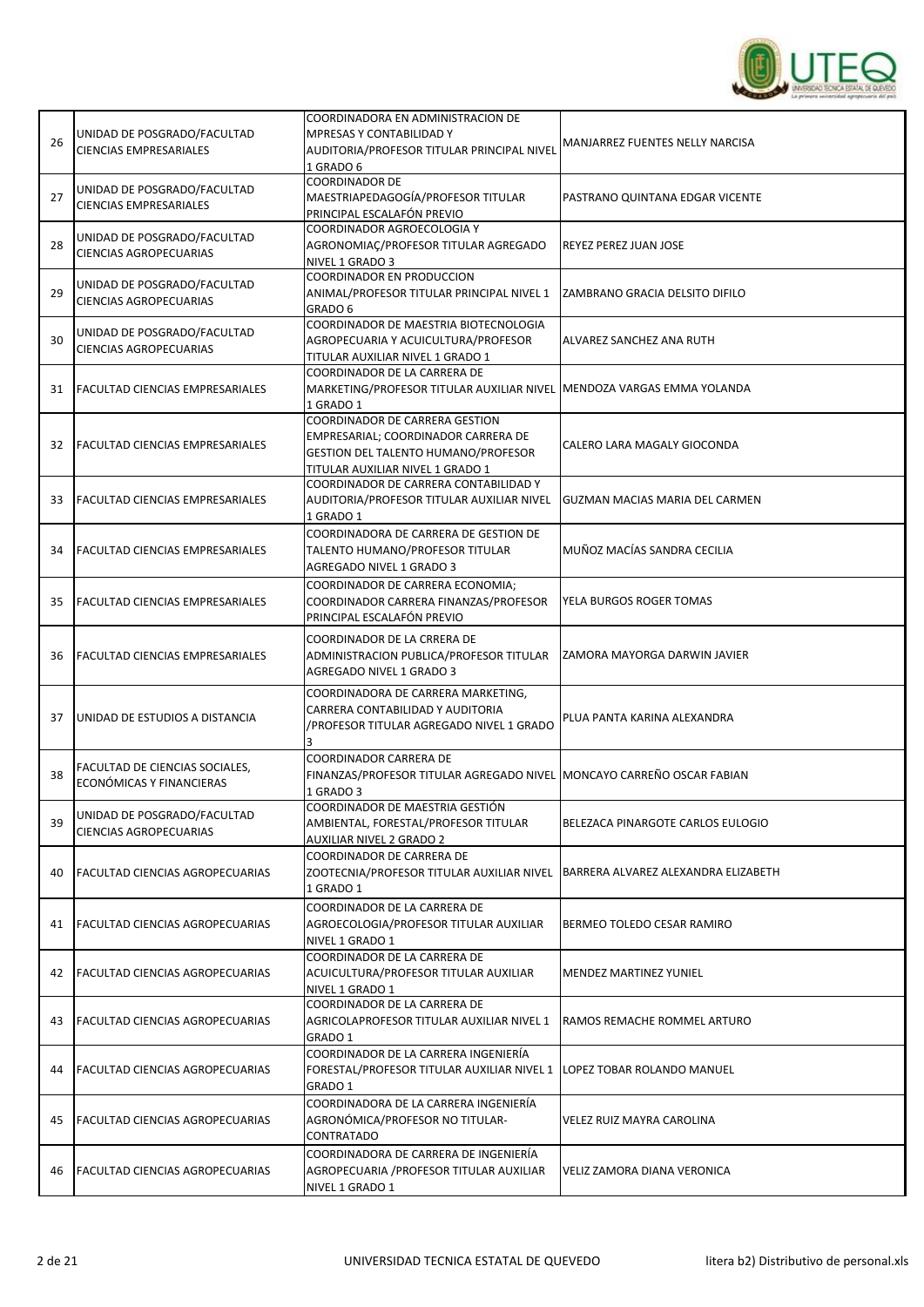| | | | |
|---|---|---|---|
| 26 | UNIDAD DE POSGRADO/FACULTAD CIENCIAS EMPRESARIALES | COORDINADORA EN ADMINISTRACION DE MPRESAS Y CONTABILIDAD Y AUDITORIA/PROFESOR TITULAR PRINCIPAL NIVEL 1 GRADO 6 | MANJARREZ FUENTES NELLY NARCISA |
| 27 | UNIDAD DE POSGRADO/FACULTAD CIENCIAS EMPRESARIALES | COORDINADOR DE MAESTRIAPEDAGOGÍA/PROFESOR TITULAR PRINCIPAL ESCALAFÓN PREVIO | PASTRANO QUINTANA EDGAR VICENTE |
| 28 | UNIDAD DE POSGRADO/FACULTAD CIENCIAS AGROPECUARIAS | COORDINADOR AGROECOLOGIA Y AGRONOMIAÇ/PROFESOR TITULAR AGREGADO NIVEL 1 GRADO 3 | REYEZ PEREZ JUAN JOSE |
| 29 | UNIDAD DE POSGRADO/FACULTAD CIENCIAS AGROPECUARIAS | COORDINADOR EN PRODUCCION ANIMAL/PROFESOR TITULAR PRINCIPAL NIVEL 1 GRADO 6 | ZAMBRANO GRACIA DELSITO DIFILO |
| 30 | UNIDAD DE POSGRADO/FACULTAD CIENCIAS AGROPECUARIAS | COORDINADOR DE MAESTRIA BIOTECNOLOGIA AGROPECUARIA Y ACUICULTURA/PROFESOR TITULAR AUXILIAR NIVEL 1 GRADO 1 | ALVAREZ SANCHEZ ANA RUTH |
| 31 | FACULTAD CIENCIAS EMPRESARIALES | COORDINADOR DE LA CARRERA DE MARKETING/PROFESOR TITULAR AUXILIAR NIVEL 1 GRADO 1 | MENDOZA VARGAS EMMA YOLANDA |
| 32 | FACULTAD CIENCIAS EMPRESARIALES | COORDINADOR DE CARRERA GESTION EMPRESARIAL; COORDINADOR CARRERA DE GESTION DEL TALENTO HUMANO/PROFESOR TITULAR AUXILIAR NIVEL 1 GRADO 1 | CALERO LARA MAGALY GIOCONDA |
| 33 | FACULTAD CIENCIAS EMPRESARIALES | COORDINADOR DE CARRERA CONTABILIDAD Y AUDITORIA/PROFESOR TITULAR AUXILIAR NIVEL 1 GRADO 1 | GUZMAN MACIAS MARIA DEL CARMEN |
| 34 | FACULTAD CIENCIAS EMPRESARIALES | COORDINADORA DE CARRERA DE GESTION DE TALENTO HUMANO/PROFESOR TITULAR AGREGADO NIVEL 1 GRADO 3 | MUÑOZ MACÍAS SANDRA CECILIA |
| 35 | FACULTAD CIENCIAS EMPRESARIALES | COORDINADOR DE CARRERA ECONOMIA; COORDINADOR CARRERA FINANZAS/PROFESOR PRINCIPAL ESCALAFÓN PREVIO | YELA BURGOS ROGER TOMAS |
| 36 | FACULTAD CIENCIAS EMPRESARIALES | COORDINADOR DE LA CRRERA DE ADMINISTRACION PUBLICA/PROFESOR TITULAR AGREGADO NIVEL 1 GRADO 3 | ZAMORA MAYORGA DARWIN JAVIER |
| 37 | UNIDAD DE ESTUDIOS A DISTANCIA | COORDINADORA DE CARRERA MARKETING, CARRERA CONTABILIDAD Y AUDITORIA /PROFESOR TITULAR AGREGADO NIVEL 1 GRADO 3 | PLUA PANTA KARINA ALEXANDRA |
| 38 | FACULTAD DE CIENCIAS SOCIALES, ECONÓMICAS Y FINANCIERAS | COORDINADOR CARRERA DE FINANZAS/PROFESOR TITULAR AGREGADO NIVEL 1 GRADO 3 | MONCAYO CARREÑO OSCAR FABIAN |
| 39 | UNIDAD DE POSGRADO/FACULTAD CIENCIAS AGROPECUARIAS | COORDINADOR DE MAESTRIA GESTIÓN AMBIENTAL, FORESTAL/PROFESOR TITULAR AUXILIAR NIVEL 2 GRADO 2 | BELEZACA PINARGOTE CARLOS EULOGIO |
| 40 | FACULTAD CIENCIAS AGROPECUARIAS | COORDINADOR DE CARRERA DE ZOOTECNIA/PROFESOR TITULAR AUXILIAR NIVEL 1 GRADO 1 | BARRERA ALVAREZ ALEXANDRA ELIZABETH |
| 41 | FACULTAD CIENCIAS AGROPECUARIAS | COORDINADOR DE LA CARRERA DE AGROECOLOGIA/PROFESOR TITULAR AUXILIAR NIVEL 1 GRADO 1 | BERMEO TOLEDO CESAR RAMIRO |
| 42 | FACULTAD CIENCIAS AGROPECUARIAS | COORDINADOR DE LA CARRERA DE ACUICULTURA/PROFESOR TITULAR AUXILIAR NIVEL 1 GRADO 1 | MENDEZ MARTINEZ YUNIEL |
| 43 | FACULTAD CIENCIAS AGROPECUARIAS | COORDINADOR DE LA CARRERA DE AGRICOLAPROFESOR TITULAR AUXILIAR NIVEL 1 GRADO 1 | RAMOS REMACHE ROMMEL ARTURO |
| 44 | FACULTAD CIENCIAS AGROPECUARIAS | COORDINADOR DE LA CARRERA INGENIERÍA FORESTAL/PROFESOR TITULAR AUXILIAR NIVEL 1 GRADO 1 | LOPEZ TOBAR ROLANDO MANUEL |
| 45 | FACULTAD CIENCIAS AGROPECUARIAS | COORDINADORA DE LA CARRERA INGENIERÍA AGRONÓMICA/PROFESOR NO TITULAR-CONTRATADO | VELEZ RUIZ MAYRA CAROLINA |
| 46 | FACULTAD CIENCIAS AGROPECUARIAS | COORDINADORA DE CARRERA DE INGENIERÍA AGROPECUARIA /PROFESOR TITULAR AUXILIAR NIVEL 1 GRADO 1 | VELIZ ZAMORA DIANA VERONICA |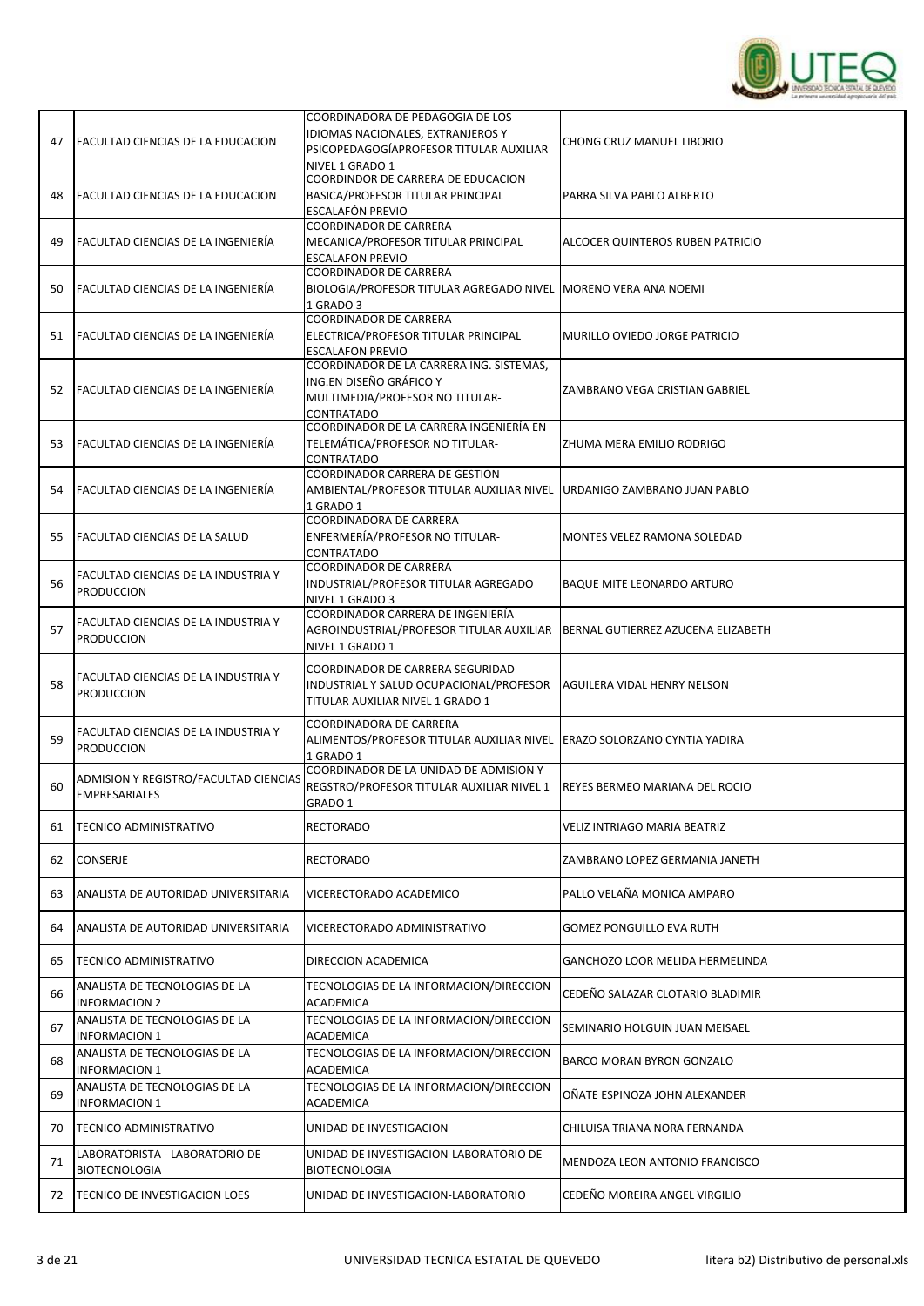| | | | |
|---|---|---|---|
| 47 | FACULTAD CIENCIAS DE LA EDUCACION | COORDINADORA DE PEDAGOGIA DE LOS IDIOMAS NACIONALES, EXTRANJEROS Y PSICOPEDAGOGÍAPROFESOR TITULAR AUXILIAR NIVEL 1 GRADO 1 | CHONG CRUZ MANUEL LIBORIO |
| 48 | FACULTAD CIENCIAS DE LA EDUCACION | COORDINDOR DE CARRERA DE EDUCACION BASICA/PROFESOR TITULAR PRINCIPAL ESCALAFÓN PREVIO | PARRA SILVA PABLO ALBERTO |
| 49 | FACULTAD CIENCIAS DE LA INGENIERÍA | COORDINADOR DE CARRERA MECANICA/PROFESOR TITULAR PRINCIPAL ESCALAFON PREVIO | ALCOCER QUINTEROS RUBEN PATRICIO |
| 50 | FACULTAD CIENCIAS DE LA INGENIERÍA | COORDINADOR DE CARRERA BIOLOGIA/PROFESOR TITULAR AGREGADO NIVEL 1 GRADO 3 | MORENO VERA ANA NOEMI |
| 51 | FACULTAD CIENCIAS DE LA INGENIERÍA | COORDINADOR DE CARRERA ELECTRICA/PROFESOR TITULAR PRINCIPAL ESCALAFON PREVIO | MURILLO OVIEDO JORGE PATRICIO |
| 52 | FACULTAD CIENCIAS DE LA INGENIERÍA | COORDINADOR DE LA CARRERA ING. SISTEMAS, ING.EN DISEÑO GRÁFICO Y MULTIMEDIA/PROFESOR NO TITULAR-CONTRATADO | ZAMBRANO VEGA CRISTIAN GABRIEL |
| 53 | FACULTAD CIENCIAS DE LA INGENIERÍA | COORDINADOR DE LA CARRERA INGENIERÍA EN TELEMÁTICA/PROFESOR NO TITULAR-CONTRATADO | ZHUMA MERA EMILIO RODRIGO |
| 54 | FACULTAD CIENCIAS DE LA INGENIERÍA | COORDINADOR CARRERA DE GESTION AMBIENTAL/PROFESOR TITULAR AUXILIAR NIVEL 1 GRADO 1 | URDANIGO ZAMBRANO JUAN PABLO |
| 55 | FACULTAD CIENCIAS DE LA SALUD | COORDINADORA DE CARRERA ENFERMERÍA/PROFESOR NO TITULAR-CONTRATADO | MONTES VELEZ RAMONA SOLEDAD |
| 56 | FACULTAD CIENCIAS DE LA INDUSTRIA Y PRODUCCION | COORDINADOR DE CARRERA INDUSTRIAL/PROFESOR TITULAR AGREGADO NIVEL 1 GRADO 3 | BAQUE MITE LEONARDO ARTURO |
| 57 | FACULTAD CIENCIAS DE LA INDUSTRIA Y PRODUCCION | COORDINADOR CARRERA DE INGENIERÍA AGROINDUSTRIAL/PROFESOR TITULAR AUXILIAR NIVEL 1 GRADO 1 | BERNAL GUTIERREZ AZUCENA ELIZABETH |
| 58 | FACULTAD CIENCIAS DE LA INDUSTRIA Y PRODUCCION | COORDINADOR DE CARRERA SEGURIDAD INDUSTRIAL Y SALUD OCUPACIONAL/PROFESOR TITULAR AUXILIAR NIVEL 1 GRADO 1 | AGUILERA VIDAL HENRY NELSON |
| 59 | FACULTAD CIENCIAS DE LA INDUSTRIA Y PRODUCCION | COORDINADORA DE CARRERA ALIMENTOS/PROFESOR TITULAR AUXILIAR NIVEL 1 GRADO 1 | ERAZO SOLORZANO CYNTIA YADIRA |
| 60 | ADMISION Y REGISTRO/FACULTAD CIENCIAS EMPRESARIALES | COORDINADOR DE LA UNIDAD DE ADMISION Y REGSTRO/PROFESOR TITULAR AUXILIAR NIVEL 1 GRADO 1 | REYES BERMEO MARIANA DEL ROCIO |
| 61 | TECNICO ADMINISTRATIVO | RECTORADO | VELIZ INTRIAGO MARIA BEATRIZ |
| 62 | CONSERJE | RECTORADO | ZAMBRANO LOPEZ GERMANIA JANETH |
| 63 | ANALISTA DE AUTORIDAD UNIVERSITARIA | VICERECTORADO ACADEMICO | PALLO VELAÑA MONICA AMPARO |
| 64 | ANALISTA DE AUTORIDAD UNIVERSITARIA | VICERECTORADO ADMINISTRATIVO | GOMEZ PONGUILLO EVA RUTH |
| 65 | TECNICO ADMINISTRATIVO | DIRECCION ACADEMICA | GANCHOZO LOOR MELIDA HERMELINDA |
| 66 | ANALISTA DE TECNOLOGIAS DE LA INFORMACION 2 | TECNOLOGIAS DE LA INFORMACION/DIRECCION ACADEMICA | CEDEÑO SALAZAR CLOTARIO BLADIMIR |
| 67 | ANALISTA DE TECNOLOGIAS DE LA INFORMACION 1 | TECNOLOGIAS DE LA INFORMACION/DIRECCION ACADEMICA | SEMINARIO HOLGUIN JUAN MEISAEL |
| 68 | ANALISTA DE TECNOLOGIAS DE LA INFORMACION 1 | TECNOLOGIAS DE LA INFORMACION/DIRECCION ACADEMICA | BARCO MORAN BYRON GONZALO |
| 69 | ANALISTA DE TECNOLOGIAS DE LA INFORMACION 1 | TECNOLOGIAS DE LA INFORMACION/DIRECCION ACADEMICA | OÑATE ESPINOZA JOHN ALEXANDER |
| 70 | TECNICO ADMINISTRATIVO | UNIDAD DE INVESTIGACION | CHILUISA TRIANA NORA FERNANDA |
| 71 | LABORATORISTA - LABORATORIO DE BIOTECNOLOGIA | UNIDAD DE INVESTIGACION-LABORATORIO DE BIOTECNOLOGIA | MENDOZA LEON ANTONIO FRANCISCO |
| 72 | TECNICO DE INVESTIGACION LOES | UNIDAD DE INVESTIGACION-LABORATORIO | CEDEÑO MOREIRA ANGEL VIRGILIO |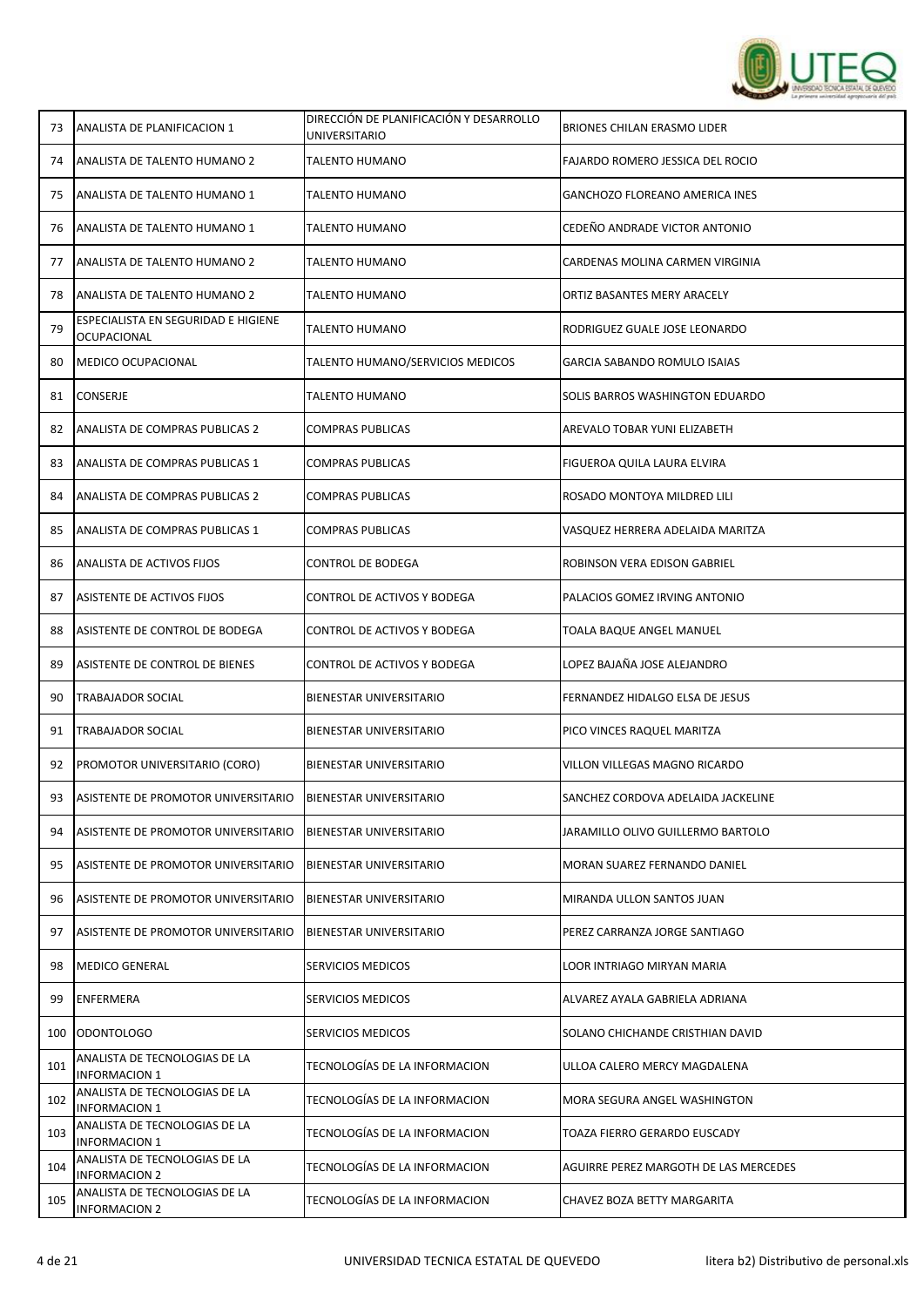| 73 | ANALISTA DE PLANIFICACION 1 | DIRECCIÓN DE PLANIFICACIÓN Y DESARROLLO UNIVERSITARIO | BRIONES CHILAN ERASMO LIDER |
|---|---|---|---|
| 74 | ANALISTA DE TALENTO HUMANO 2 | TALENTO HUMANO | FAJARDO ROMERO JESSICA DEL ROCIO |
| 75 | ANALISTA DE TALENTO HUMANO 1 | TALENTO HUMANO | GANCHOZO FLOREANO AMERICA INES |
| 76 | ANALISTA DE TALENTO HUMANO 1 | TALENTO HUMANO | CEDEÑO ANDRADE VICTOR ANTONIO |
| 77 | ANALISTA DE TALENTO HUMANO 2 | TALENTO HUMANO | CARDENAS MOLINA CARMEN VIRGINIA |
| 78 | ANALISTA DE TALENTO HUMANO 2 | TALENTO HUMANO | ORTIZ BASANTES MERY ARACELY |
| 79 | ESPECIALISTA EN SEGURIDAD E HIGIENE OCUPACIONAL | TALENTO HUMANO | RODRIGUEZ GUALE JOSE LEONARDO |
| 80 | MEDICO OCUPACIONAL | TALENTO HUMANO/SERVICIOS MEDICOS | GARCIA SABANDO ROMULO ISAIAS |
| 81 | CONSERJE | TALENTO HUMANO | SOLIS BARROS WASHINGTON EDUARDO |
| 82 | ANALISTA DE COMPRAS PUBLICAS 2 | COMPRAS PUBLICAS | AREVALO TOBAR YUNI ELIZABETH |
| 83 | ANALISTA DE COMPRAS PUBLICAS 1 | COMPRAS PUBLICAS | FIGUEROA QUILA LAURA ELVIRA |
| 84 | ANALISTA DE COMPRAS PUBLICAS 2 | COMPRAS PUBLICAS | ROSADO MONTOYA MILDRED LILI |
| 85 | ANALISTA DE COMPRAS PUBLICAS 1 | COMPRAS PUBLICAS | VASQUEZ HERRERA ADELAIDA MARITZA |
| 86 | ANALISTA DE ACTIVOS FIJOS | CONTROL DE BODEGA | ROBINSON VERA EDISON GABRIEL |
| 87 | ASISTENTE DE ACTIVOS FIJOS | CONTROL DE ACTIVOS Y BODEGA | PALACIOS GOMEZ IRVING ANTONIO |
| 88 | ASISTENTE DE CONTROL DE BODEGA | CONTROL DE ACTIVOS Y BODEGA | TOALA BAQUE ANGEL MANUEL |
| 89 | ASISTENTE DE CONTROL DE BIENES | CONTROL DE ACTIVOS Y BODEGA | LOPEZ BAJAÑA JOSE ALEJANDRO |
| 90 | TRABAJADOR SOCIAL | BIENESTAR UNIVERSITARIO | FERNANDEZ HIDALGO ELSA DE JESUS |
| 91 | TRABAJADOR SOCIAL | BIENESTAR UNIVERSITARIO | PICO VINCES RAQUEL MARITZA |
| 92 | PROMOTOR UNIVERSITARIO (CORO) | BIENESTAR UNIVERSITARIO | VILLON VILLEGAS MAGNO RICARDO |
| 93 | ASISTENTE DE PROMOTOR UNIVERSITARIO | BIENESTAR UNIVERSITARIO | SANCHEZ CORDOVA ADELAIDA JACKELINE |
| 94 | ASISTENTE DE PROMOTOR UNIVERSITARIO | BIENESTAR UNIVERSITARIO | JARAMILLO OLIVO GUILLERMO BARTOLO |
| 95 | ASISTENTE DE PROMOTOR UNIVERSITARIO | BIENESTAR UNIVERSITARIO | MORAN SUAREZ FERNANDO DANIEL |
| 96 | ASISTENTE DE PROMOTOR UNIVERSITARIO | BIENESTAR UNIVERSITARIO | MIRANDA ULLON SANTOS JUAN |
| 97 | ASISTENTE DE PROMOTOR UNIVERSITARIO | BIENESTAR UNIVERSITARIO | PEREZ CARRANZA JORGE SANTIAGO |
| 98 | MEDICO GENERAL | SERVICIOS MEDICOS | LOOR INTRIAGO MIRYAN MARIA |
| 99 | ENFERMERA | SERVICIOS MEDICOS | ALVAREZ AYALA GABRIELA ADRIANA |
| 100 | ODONTOLOGO | SERVICIOS MEDICOS | SOLANO CHICHANDE CRISTHIAN DAVID |
| 101 | ANALISTA DE TECNOLOGIAS DE LA INFORMACION 1 | TECNOLOGÍAS DE LA INFORMACION | ULLOA CALERO MERCY MAGDALENA |
| 102 | ANALISTA DE TECNOLOGIAS DE LA INFORMACION 1 | TECNOLOGÍAS DE LA INFORMACION | MORA SEGURA ANGEL WASHINGTON |
| 103 | ANALISTA DE TECNOLOGIAS DE LA INFORMACION 1 | TECNOLOGÍAS DE LA INFORMACION | TOAZA FIERRO GERARDO EUSCADY |
| 104 | ANALISTA DE TECNOLOGIAS DE LA INFORMACION 2 | TECNOLOGÍAS DE LA INFORMACION | AGUIRRE PEREZ MARGOTH DE LAS MERCEDES |
| 105 | ANALISTA DE TECNOLOGIAS DE LA INFORMACION 2 | TECNOLOGÍAS DE LA INFORMACION | CHAVEZ BOZA BETTY MARGARITA |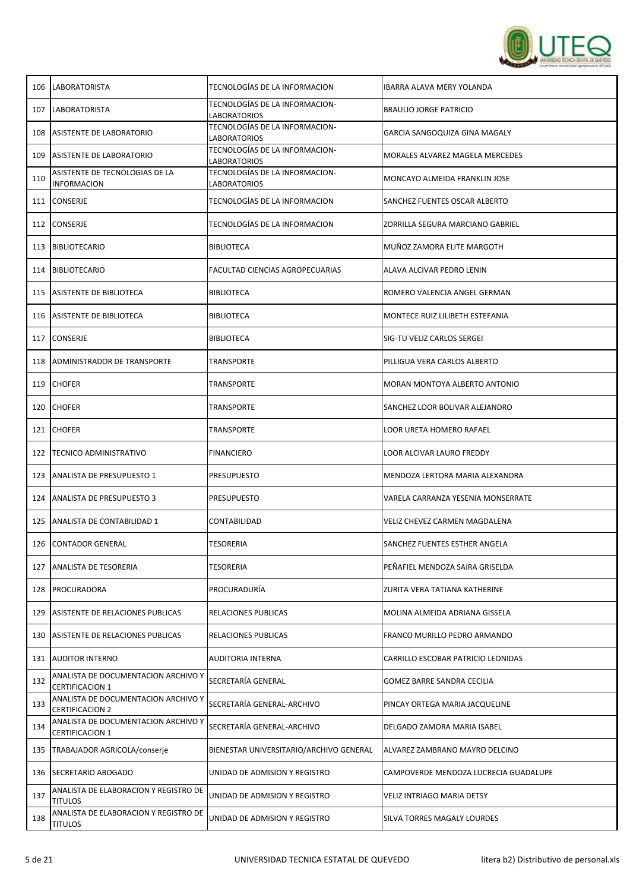| | | | |
|---|---|---|---|
| 106 | LABORATORISTA | TECNOLOGÍAS DE LA INFORMACION | IBARRA ALAVA MERY YOLANDA |
| 107 | LABORATORISTA | TECNOLOGÍAS DE LA INFORMACION-LABORATORIOS | BRAULIO JORGE PATRICIO |
| 108 | ASISTENTE DE LABORATORIO | TECNOLOGÍAS DE LA INFORMACION-LABORATORIOS | GARCIA SANGOQUIZA GINA MAGALY |
| 109 | ASISTENTE DE LABORATORIO | TECNOLOGÍAS DE LA INFORMACION-LABORATORIOS | MORALES ALVAREZ MAGELA MERCEDES |
| 110 | ASISTENTE DE TECNOLOGIAS DE LA INFORMACION | TECNOLOGÍAS DE LA INFORMACION-LABORATORIOS | MONCAYO ALMEIDA FRANKLIN JOSE |
| 111 | CONSERJE | TECNOLOGÍAS DE LA INFORMACION | SANCHEZ FUENTES OSCAR ALBERTO |
| 112 | CONSERJE | TECNOLOGÍAS DE LA INFORMACION | ZORRILLA SEGURA MARCIANO GABRIEL |
| 113 | BIBLIOTECARIO | BIBLIOTECA | MUÑOZ ZAMORA ELITE MARGOTH |
| 114 | BIBLIOTECARIO | FACULTAD CIENCIAS AGROPECUARIAS | ALAVA ALCIVAR PEDRO LENIN |
| 115 | ASISTENTE DE BIBLIOTECA | BIBLIOTECA | ROMERO VALENCIA ANGEL GERMAN |
| 116 | ASISTENTE DE BIBLIOTECA | BIBLIOTECA | MONTECE RUIZ LILIBETH ESTEFANIA |
| 117 | CONSERJE | BIBLIOTECA | SIG-TU VELIZ CARLOS SERGEI |
| 118 | ADMINISTRADOR DE TRANSPORTE | TRANSPORTE | PILLIGUA VERA CARLOS ALBERTO |
| 119 | CHOFER | TRANSPORTE | MORAN MONTOYA ALBERTO ANTONIO |
| 120 | CHOFER | TRANSPORTE | SANCHEZ LOOR BOLIVAR ALEJANDRO |
| 121 | CHOFER | TRANSPORTE | LOOR URETA HOMERO RAFAEL |
| 122 | TECNICO ADMINISTRATIVO | FINANCIERO | LOOR ALCIVAR LAURO FREDDY |
| 123 | ANALISTA DE PRESUPUESTO 1 | PRESUPUESTO | MENDOZA LERTORA MARIA ALEXANDRA |
| 124 | ANALISTA DE PRESUPUESTO 3 | PRESUPUESTO | VARELA CARRANZA YESENIA MONSERRATE |
| 125 | ANALISTA DE CONTABILIDAD 1 | CONTABILIDAD | VELIZ CHEVEZ CARMEN MAGDALENA |
| 126 | CONTADOR GENERAL | TESORERIA | SANCHEZ FUENTES ESTHER ANGELA |
| 127 | ANALISTA DE TESORERIA | TESORERIA | PEÑAFIEL MENDOZA SAIRA GRISELDA |
| 128 | PROCURADORA | PROCURADURÍA | ZURITA VERA TATIANA KATHERINE |
| 129 | ASISTENTE DE RELACIONES PUBLICAS | RELACIONES PUBLICAS | MOLINA ALMEIDA ADRIANA GISSELA |
| 130 | ASISTENTE DE RELACIONES PUBLICAS | RELACIONES PUBLICAS | FRANCO MURILLO PEDRO ARMANDO |
| 131 | AUDITOR INTERNO | AUDITORIA INTERNA | CARRILLO ESCOBAR PATRICIO LEONIDAS |
| 132 | ANALISTA DE DOCUMENTACION ARCHIVO Y CERTIFICACION 1 | SECRETARÍA GENERAL | GOMEZ BARRE SANDRA CECILIA |
| 133 | ANALISTA DE DOCUMENTACION ARCHIVO Y CERTIFICACION 2 | SECRETARÍA GENERAL-ARCHIVO | PINCAY ORTEGA MARIA JACQUELINE |
| 134 | ANALISTA DE DOCUMENTACION ARCHIVO Y CERTIFICACION 1 | SECRETARÍA GENERAL-ARCHIVO | DELGADO ZAMORA MARIA ISABEL |
| 135 | TRABAJADOR AGRICOLA/conserje | BIENESTAR UNIVERSITARIO/ARCHIVO GENERAL | ALVAREZ ZAMBRANO MAYRO DELCINO |
| 136 | SECRETARIO ABOGADO | UNIDAD DE ADMISION Y REGISTRO | CAMPOVERDE MENDOZA LUCRECIA GUADALUPE |
| 137 | ANALISTA DE ELABORACION Y REGISTRO DE TITULOS | UNIDAD DE ADMISION Y REGISTRO | VELIZ INTRIAGO MARIA DETSY |
| 138 | ANALISTA DE ELABORACION Y REGISTRO DE TITULOS | UNIDAD DE ADMISION Y REGISTRO | SILVA TORRES MAGALY LOURDES |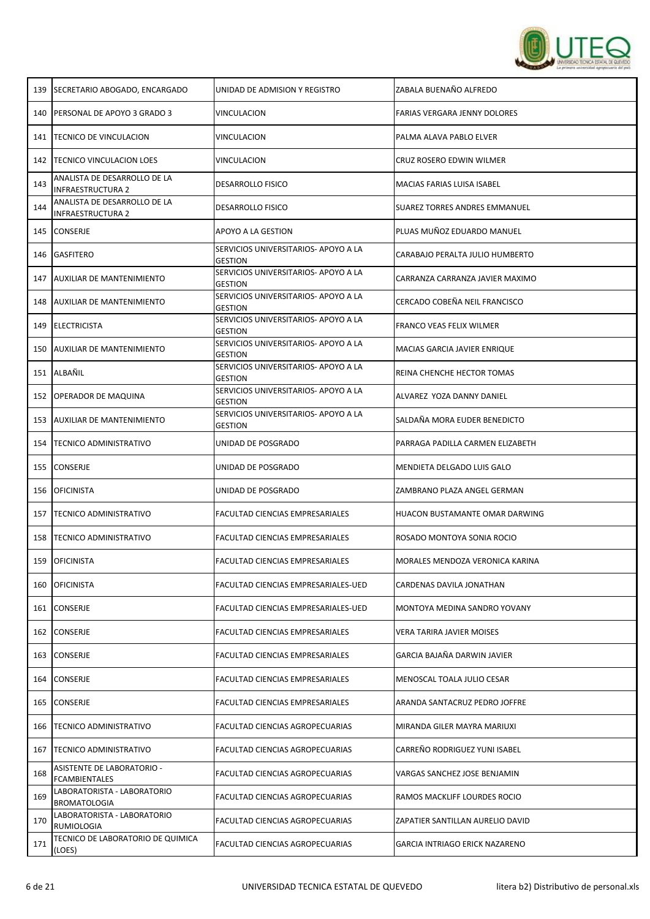| 139 | SECRETARIO ABOGADO, ENCARGADO | UNIDAD DE ADMISION Y REGISTRO | ZABALA BUENAÑO ALFREDO |
|---|---|---|---|
| 140 | PERSONAL DE APOYO 3 GRADO 3 | VINCULACION | FARIAS VERGARA JENNY DOLORES |
| 141 | TECNICO DE VINCULACION | VINCULACION | PALMA ALAVA PABLO ELVER |
| 142 | TECNICO VINCULACION LOES | VINCULACION | CRUZ ROSERO EDWIN WILMER |
| 143 | ANALISTA DE DESARROLLO DE LA INFRAESTRUCTURA 2 | DESARROLLO FISICO | MACIAS FARIAS LUISA ISABEL |
| 144 | ANALISTA DE DESARROLLO DE LA INFRAESTRUCTURA 2 | DESARROLLO FISICO | SUAREZ TORRES ANDRES EMMANUEL |
| 145 | CONSERJE | APOYO A LA GESTION | PLUAS MUÑOZ EDUARDO MANUEL |
| 146 | GASFITERO | SERVICIOS UNIVERSITARIOS- APOYO A LA GESTION | CARABAJO PERALTA JULIO HUMBERTO |
| 147 | AUXILIAR DE MANTENIMIENTO | SERVICIOS UNIVERSITARIOS- APOYO A LA GESTION | CARRANZA CARRANZA JAVIER MAXIMO |
| 148 | AUXILIAR DE MANTENIMIENTO | SERVICIOS UNIVERSITARIOS- APOYO A LA GESTION | CERCADO COBEÑA NEIL FRANCISCO |
| 149 | ELECTRICISTA | SERVICIOS UNIVERSITARIOS- APOYO A LA GESTION | FRANCO VEAS FELIX WILMER |
| 150 | AUXILIAR DE MANTENIMIENTO | SERVICIOS UNIVERSITARIOS- APOYO A LA GESTION | MACIAS GARCIA JAVIER ENRIQUE |
| 151 | ALBAÑIL | SERVICIOS UNIVERSITARIOS- APOYO A LA GESTION | REINA CHENCHE HECTOR TOMAS |
| 152 | OPERADOR DE MAQUINA | SERVICIOS UNIVERSITARIOS- APOYO A LA GESTION | ALVAREZ YOZA DANNY DANIEL |
| 153 | AUXILIAR DE MANTENIMIENTO | SERVICIOS UNIVERSITARIOS- APOYO A LA GESTION | SALDAÑA MORA EUDER BENEDICTO |
| 154 | TECNICO ADMINISTRATIVO | UNIDAD DE POSGRADO | PARRAGA PADILLA CARMEN ELIZABETH |
| 155 | CONSERJE | UNIDAD DE POSGRADO | MENDIETA DELGADO LUIS GALO |
| 156 | OFICINISTA | UNIDAD DE POSGRADO | ZAMBRANO PLAZA ANGEL GERMAN |
| 157 | TECNICO ADMINISTRATIVO | FACULTAD CIENCIAS EMPRESARIALES | HUACON BUSTAMANTE OMAR DARWING |
| 158 | TECNICO ADMINISTRATIVO | FACULTAD CIENCIAS EMPRESARIALES | ROSADO MONTOYA SONIA ROCIO |
| 159 | OFICINISTA | FACULTAD CIENCIAS EMPRESARIALES | MORALES MENDOZA VERONICA KARINA |
| 160 | OFICINISTA | FACULTAD CIENCIAS EMPRESARIALES-UED | CARDENAS DAVILA JONATHAN |
| 161 | CONSERJE | FACULTAD CIENCIAS EMPRESARIALES-UED | MONTOYA MEDINA SANDRO YOVANY |
| 162 | CONSERJE | FACULTAD CIENCIAS EMPRESARIALES | VERA TARIRA JAVIER MOISES |
| 163 | CONSERJE | FACULTAD CIENCIAS EMPRESARIALES | GARCIA BAJAÑA DARWIN JAVIER |
| 164 | CONSERJE | FACULTAD CIENCIAS EMPRESARIALES | MENOSCAL TOALA JULIO CESAR |
| 165 | CONSERJE | FACULTAD CIENCIAS EMPRESARIALES | ARANDA SANTACRUZ PEDRO JOFFRE |
| 166 | TECNICO ADMINISTRATIVO | FACULTAD CIENCIAS AGROPECUARIAS | MIRANDA GILER MAYRA MARIUXI |
| 167 | TECNICO ADMINISTRATIVO | FACULTAD CIENCIAS AGROPECUARIAS | CARREÑO RODRIGUEZ YUNI ISABEL |
| 168 | ASISTENTE DE LABORATORIO - FCAMBIENTALES | FACULTAD CIENCIAS AGROPECUARIAS | VARGAS SANCHEZ JOSE BENJAMIN |
| 169 | LABORATORISTA - LABORATORIO BROMATOLOGIA | FACULTAD CIENCIAS AGROPECUARIAS | RAMOS MACKLIFF LOURDES ROCIO |
| 170 | LABORATORISTA - LABORATORIO RUMIOLOGIA | FACULTAD CIENCIAS AGROPECUARIAS | ZAPATIER SANTILLAN AURELIO DAVID |
| 171 | TECNICO DE LABORATORIO DE QUIMICA (LOES) | FACULTAD CIENCIAS AGROPECUARIAS | GARCIA INTRIAGO ERICK NAZARENO |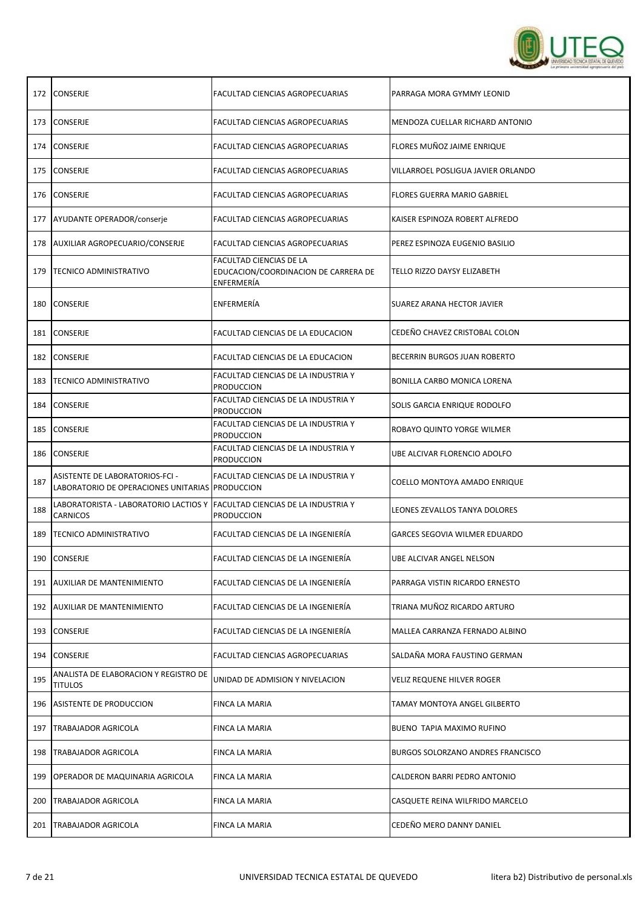| | | | |
|---|---|---|---|
| 172 | CONSERJE | FACULTAD CIENCIAS AGROPECUARIAS | PARRAGA MORA GYMMY LEONID |
| 173 | CONSERJE | FACULTAD CIENCIAS AGROPECUARIAS | MENDOZA CUELLAR RICHARD ANTONIO |
| 174 | CONSERJE | FACULTAD CIENCIAS AGROPECUARIAS | FLORES MUÑOZ JAIME ENRIQUE |
| 175 | CONSERJE | FACULTAD CIENCIAS AGROPECUARIAS | VILLARROEL POSLIGUA JAVIER ORLANDO |
| 176 | CONSERJE | FACULTAD CIENCIAS AGROPECUARIAS | FLORES GUERRA MARIO GABRIEL |
| 177 | AYUDANTE OPERADOR/conserje | FACULTAD CIENCIAS AGROPECUARIAS | KAISER ESPINOZA ROBERT ALFREDO |
| 178 | AUXILIAR AGROPECUARIO/CONSERJE | FACULTAD CIENCIAS AGROPECUARIAS | PEREZ ESPINOZA EUGENIO BASILIO |
| 179 | TECNICO ADMINISTRATIVO | FACULTAD CIENCIAS DE LA EDUCACION/COORDINACION DE CARRERA DE ENFERMERÍA | TELLO RIZZO DAYSY ELIZABETH |
| 180 | CONSERJE | ENFERMERÍA | SUAREZ ARANA HECTOR JAVIER |
| 181 | CONSERJE | FACULTAD CIENCIAS DE LA EDUCACION | CEDEÑO CHAVEZ CRISTOBAL COLON |
| 182 | CONSERJE | FACULTAD CIENCIAS DE LA EDUCACION | BECERRIN BURGOS JUAN ROBERTO |
| 183 | TECNICO ADMINISTRATIVO | FACULTAD CIENCIAS DE LA INDUSTRIA Y PRODUCCION | BONILLA CARBO MONICA LORENA |
| 184 | CONSERJE | FACULTAD CIENCIAS DE LA INDUSTRIA Y PRODUCCION | SOLIS GARCIA ENRIQUE RODOLFO |
| 185 | CONSERJE | FACULTAD CIENCIAS DE LA INDUSTRIA Y PRODUCCION | ROBAYO QUINTO YORGE WILMER |
| 186 | CONSERJE | FACULTAD CIENCIAS DE LA INDUSTRIA Y PRODUCCION | UBE ALCIVAR FLORENCIO ADOLFO |
| 187 | ASISTENTE DE LABORATORIOS-FCI - LABORATORIO DE OPERACIONES UNITARIAS | FACULTAD CIENCIAS DE LA INDUSTRIA Y PRODUCCION | COELLO MONTOYA AMADO ENRIQUE |
| 188 | LABORATORISTA - LABORATORIO LACTIOS Y CARNICOS | FACULTAD CIENCIAS DE LA INDUSTRIA Y PRODUCCION | LEONES ZEVALLOS TANYA DOLORES |
| 189 | TECNICO ADMINISTRATIVO | FACULTAD CIENCIAS DE LA INGENIERÍA | GARCES SEGOVIA WILMER EDUARDO |
| 190 | CONSERJE | FACULTAD CIENCIAS DE LA INGENIERÍA | UBE ALCIVAR ANGEL NELSON |
| 191 | AUXILIAR DE MANTENIMIENTO | FACULTAD CIENCIAS DE LA INGENIERÍA | PARRAGA VISTIN RICARDO ERNESTO |
| 192 | AUXILIAR DE MANTENIMIENTO | FACULTAD CIENCIAS DE LA INGENIERÍA | TRIANA MUÑOZ RICARDO ARTURO |
| 193 | CONSERJE | FACULTAD CIENCIAS DE LA INGENIERÍA | MALLEA CARRANZA FERNADO ALBINO |
| 194 | CONSERJE | FACULTAD CIENCIAS AGROPECUARIAS | SALDAÑA MORA FAUSTINO GERMAN |
| 195 | ANALISTA DE ELABORACION Y REGISTRO DE TITULOS | UNIDAD DE ADMISION Y NIVELACION | VELIZ REQUENE HILVER ROGER |
| 196 | ASISTENTE DE PRODUCCION | FINCA LA MARIA | TAMAY MONTOYA ANGEL GILBERTO |
| 197 | TRABAJADOR AGRICOLA | FINCA LA MARIA | BUENO TAPIA MAXIMO RUFINO |
| 198 | TRABAJADOR AGRICOLA | FINCA LA MARIA | BURGOS SOLORZANO ANDRES FRANCISCO |
| 199 | OPERADOR DE MAQUINARIA AGRICOLA | FINCA LA MARIA | CALDERON BARRI PEDRO ANTONIO |
| 200 | TRABAJADOR AGRICOLA | FINCA LA MARIA | CASQUETE REINA WILFRIDO MARCELO |
| 201 | TRABAJADOR AGRICOLA | FINCA LA MARIA | CEDEÑO MERO DANNY DANIEL |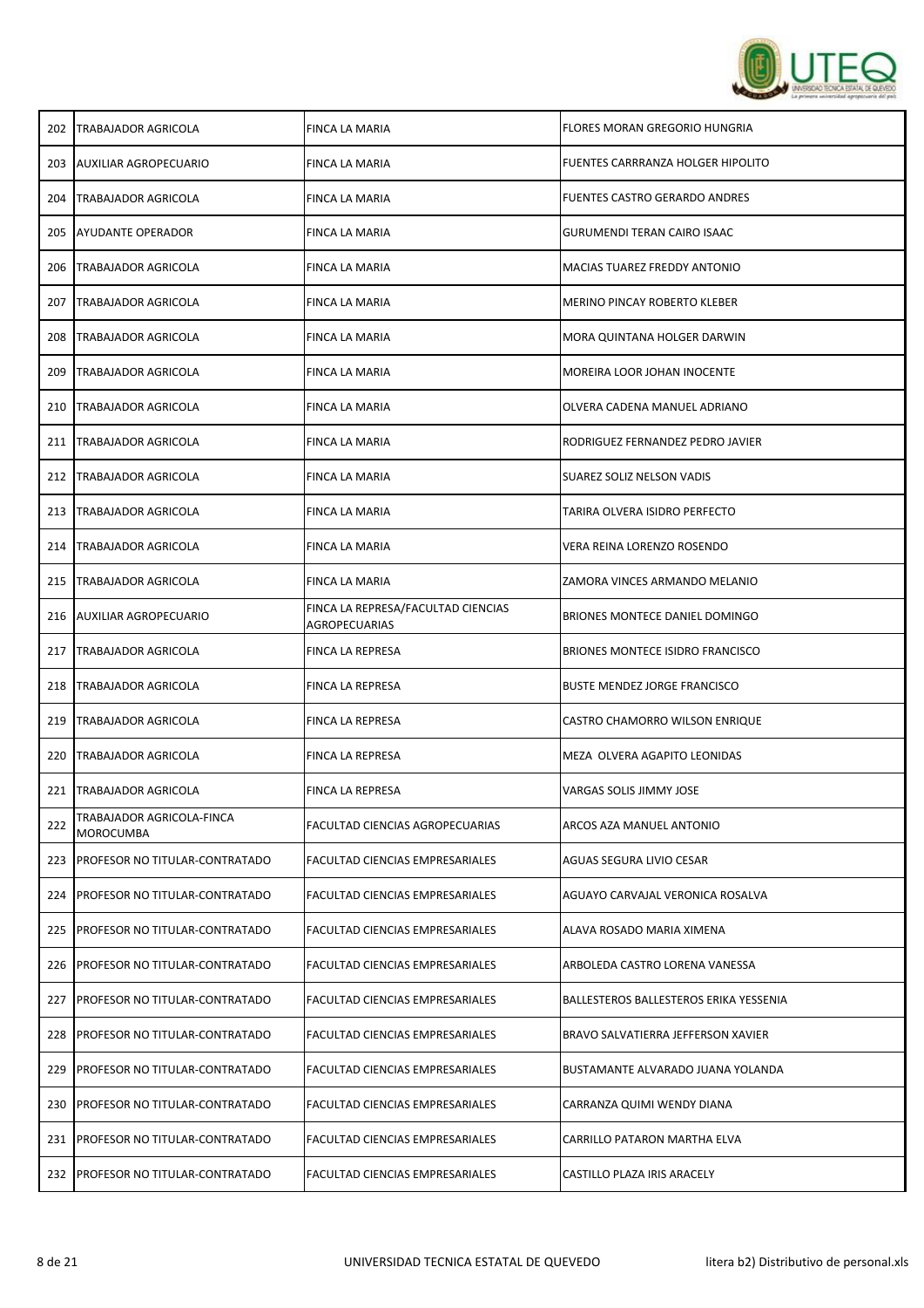| | | | |
|---|---|---|---|
| 202 | TRABAJADOR AGRICOLA | FINCA LA MARIA | FLORES MORAN GREGORIO HUNGRIA |
| 203 | AUXILIAR AGROPECUARIO | FINCA LA MARIA | FUENTES CARRRANZA HOLGER HIPOLITO |
| 204 | TRABAJADOR AGRICOLA | FINCA LA MARIA | FUENTES CASTRO GERARDO ANDRES |
| 205 | AYUDANTE OPERADOR | FINCA LA MARIA | GURUMENDI TERAN CAIRO ISAAC |
| 206 | TRABAJADOR AGRICOLA | FINCA LA MARIA | MACIAS TUAREZ FREDDY ANTONIO |
| 207 | TRABAJADOR AGRICOLA | FINCA LA MARIA | MERINO PINCAY ROBERTO KLEBER |
| 208 | TRABAJADOR AGRICOLA | FINCA LA MARIA | MORA QUINTANA HOLGER DARWIN |
| 209 | TRABAJADOR AGRICOLA | FINCA LA MARIA | MOREIRA LOOR JOHAN INOCENTE |
| 210 | TRABAJADOR AGRICOLA | FINCA LA MARIA | OLVERA CADENA MANUEL ADRIANO |
| 211 | TRABAJADOR AGRICOLA | FINCA LA MARIA | RODRIGUEZ FERNANDEZ PEDRO JAVIER |
| 212 | TRABAJADOR AGRICOLA | FINCA LA MARIA | SUAREZ SOLIZ NELSON VADIS |
| 213 | TRABAJADOR AGRICOLA | FINCA LA MARIA | TARIRA OLVERA ISIDRO PERFECTO |
| 214 | TRABAJADOR AGRICOLA | FINCA LA MARIA | VERA REINA LORENZO ROSENDO |
| 215 | TRABAJADOR AGRICOLA | FINCA LA MARIA | ZAMORA VINCES ARMANDO MELANIO |
| 216 | AUXILIAR AGROPECUARIO | FINCA LA REPRESA/FACULTAD CIENCIAS AGROPECUARIAS | BRIONES MONTECE DANIEL DOMINGO |
| 217 | TRABAJADOR AGRICOLA | FINCA LA REPRESA | BRIONES MONTECE ISIDRO FRANCISCO |
| 218 | TRABAJADOR AGRICOLA | FINCA LA REPRESA | BUSTE MENDEZ JORGE FRANCISCO |
| 219 | TRABAJADOR AGRICOLA | FINCA LA REPRESA | CASTRO CHAMORRO WILSON ENRIQUE |
| 220 | TRABAJADOR AGRICOLA | FINCA LA REPRESA | MEZA OLVERA AGAPITO LEONIDAS |
| 221 | TRABAJADOR AGRICOLA | FINCA LA REPRESA | VARGAS SOLIS JIMMY JOSE |
| 222 | TRABAJADOR AGRICOLA-FINCA MOROCUMBA | FACULTAD CIENCIAS AGROPECUARIAS | ARCOS AZA MANUEL ANTONIO |
| 223 | PROFESOR NO TITULAR-CONTRATADO | FACULTAD CIENCIAS EMPRESARIALES | AGUAS SEGURA LIVIO CESAR |
| 224 | PROFESOR NO TITULAR-CONTRATADO | FACULTAD CIENCIAS EMPRESARIALES | AGUAYO CARVAJAL VERONICA ROSALVA |
| 225 | PROFESOR NO TITULAR-CONTRATADO | FACULTAD CIENCIAS EMPRESARIALES | ALAVA ROSADO MARIA XIMENA |
| 226 | PROFESOR NO TITULAR-CONTRATADO | FACULTAD CIENCIAS EMPRESARIALES | ARBOLEDA CASTRO LORENA VANESSA |
| 227 | PROFESOR NO TITULAR-CONTRATADO | FACULTAD CIENCIAS EMPRESARIALES | BALLESTEROS BALLESTEROS ERIKA YESSENIA |
| 228 | PROFESOR NO TITULAR-CONTRATADO | FACULTAD CIENCIAS EMPRESARIALES | BRAVO SALVATIERRA JEFFERSON XAVIER |
| 229 | PROFESOR NO TITULAR-CONTRATADO | FACULTAD CIENCIAS EMPRESARIALES | BUSTAMANTE ALVARADO JUANA YOLANDA |
| 230 | PROFESOR NO TITULAR-CONTRATADO | FACULTAD CIENCIAS EMPRESARIALES | CARRANZA QUIMI WENDY DIANA |
| 231 | PROFESOR NO TITULAR-CONTRATADO | FACULTAD CIENCIAS EMPRESARIALES | CARRILLO PATARON MARTHA ELVA |
| 232 | PROFESOR NO TITULAR-CONTRATADO | FACULTAD CIENCIAS EMPRESARIALES | CASTILLO PLAZA IRIS ARACELY |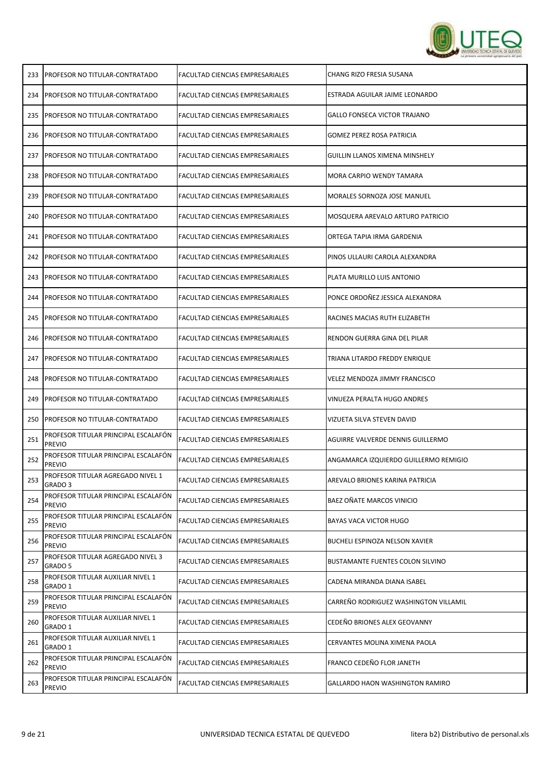| | | | |
|---|---|---|---|
| 233 | PROFESOR NO TITULAR-CONTRATADO | FACULTAD CIENCIAS EMPRESARIALES | CHANG RIZO FRESIA SUSANA |
| 234 | PROFESOR NO TITULAR-CONTRATADO | FACULTAD CIENCIAS EMPRESARIALES | ESTRADA AGUILAR JAIME LEONARDO |
| 235 | PROFESOR NO TITULAR-CONTRATADO | FACULTAD CIENCIAS EMPRESARIALES | GALLO FONSECA VICTOR TRAJANO |
| 236 | PROFESOR NO TITULAR-CONTRATADO | FACULTAD CIENCIAS EMPRESARIALES | GOMEZ PEREZ ROSA PATRICIA |
| 237 | PROFESOR NO TITULAR-CONTRATADO | FACULTAD CIENCIAS EMPRESARIALES | GUILLIN LLANOS XIMENA MINSHELY |
| 238 | PROFESOR NO TITULAR-CONTRATADO | FACULTAD CIENCIAS EMPRESARIALES | MORA CARPIO WENDY TAMARA |
| 239 | PROFESOR NO TITULAR-CONTRATADO | FACULTAD CIENCIAS EMPRESARIALES | MORALES SORNOZA JOSE MANUEL |
| 240 | PROFESOR NO TITULAR-CONTRATADO | FACULTAD CIENCIAS EMPRESARIALES | MOSQUERA AREVALO ARTURO PATRICIO |
| 241 | PROFESOR NO TITULAR-CONTRATADO | FACULTAD CIENCIAS EMPRESARIALES | ORTEGA TAPIA IRMA GARDENIA |
| 242 | PROFESOR NO TITULAR-CONTRATADO | FACULTAD CIENCIAS EMPRESARIALES | PINOS ULLAURI CAROLA ALEXANDRA |
| 243 | PROFESOR NO TITULAR-CONTRATADO | FACULTAD CIENCIAS EMPRESARIALES | PLATA MURILLO LUIS ANTONIO |
| 244 | PROFESOR NO TITULAR-CONTRATADO | FACULTAD CIENCIAS EMPRESARIALES | PONCE ORDOÑEZ JESSICA ALEXANDRA |
| 245 | PROFESOR NO TITULAR-CONTRATADO | FACULTAD CIENCIAS EMPRESARIALES | RACINES MACIAS RUTH ELIZABETH |
| 246 | PROFESOR NO TITULAR-CONTRATADO | FACULTAD CIENCIAS EMPRESARIALES | RENDON GUERRA GINA DEL PILAR |
| 247 | PROFESOR NO TITULAR-CONTRATADO | FACULTAD CIENCIAS EMPRESARIALES | TRIANA LITARDO FREDDY ENRIQUE |
| 248 | PROFESOR NO TITULAR-CONTRATADO | FACULTAD CIENCIAS EMPRESARIALES | VELEZ MENDOZA JIMMY FRANCISCO |
| 249 | PROFESOR NO TITULAR-CONTRATADO | FACULTAD CIENCIAS EMPRESARIALES | VINUEZA PERALTA HUGO ANDRES |
| 250 | PROFESOR NO TITULAR-CONTRATADO | FACULTAD CIENCIAS EMPRESARIALES | VIZUETA SILVA STEVEN DAVID |
| 251 | PROFESOR TITULAR PRINCIPAL ESCALAFÓN PREVIO | FACULTAD CIENCIAS EMPRESARIALES | AGUIRRE VALVERDE DENNIS GUILLERMO |
| 252 | PROFESOR TITULAR PRINCIPAL ESCALAFÓN PREVIO | FACULTAD CIENCIAS EMPRESARIALES | ANGAMARCA IZQUIERDO GUILLERMO REMIGIO |
| 253 | PROFESOR TITULAR AGREGADO NIVEL 1 GRADO 3 | FACULTAD CIENCIAS EMPRESARIALES | AREVALO BRIONES KARINA PATRICIA |
| 254 | PROFESOR TITULAR PRINCIPAL ESCALAFÓN PREVIO | FACULTAD CIENCIAS EMPRESARIALES | BAEZ OÑATE MARCOS VINICIO |
| 255 | PROFESOR TITULAR PRINCIPAL ESCALAFÓN PREVIO | FACULTAD CIENCIAS EMPRESARIALES | BAYAS VACA VICTOR HUGO |
| 256 | PROFESOR TITULAR PRINCIPAL ESCALAFÓN PREVIO | FACULTAD CIENCIAS EMPRESARIALES | BUCHELI ESPINOZA NELSON XAVIER |
| 257 | PROFESOR TITULAR AGREGADO NIVEL 3 GRADO 5 | FACULTAD CIENCIAS EMPRESARIALES | BUSTAMANTE FUENTES COLON SILVINO |
| 258 | PROFESOR TITULAR AUXILIAR NIVEL 1 GRADO 1 | FACULTAD CIENCIAS EMPRESARIALES | CADENA MIRANDA DIANA ISABEL |
| 259 | PROFESOR TITULAR PRINCIPAL ESCALAFÓN PREVIO | FACULTAD CIENCIAS EMPRESARIALES | CARREÑO RODRIGUEZ WASHINGTON VILLAMIL |
| 260 | PROFESOR TITULAR AUXILIAR NIVEL 1 GRADO 1 | FACULTAD CIENCIAS EMPRESARIALES | CEDEÑO BRIONES ALEX GEOVANNY |
| 261 | PROFESOR TITULAR AUXILIAR NIVEL 1 GRADO 1 | FACULTAD CIENCIAS EMPRESARIALES | CERVANTES MOLINA XIMENA PAOLA |
| 262 | PROFESOR TITULAR PRINCIPAL ESCALAFÓN PREVIO | FACULTAD CIENCIAS EMPRESARIALES | FRANCO CEDEÑO FLOR JANETH |
| 263 | PROFESOR TITULAR PRINCIPAL ESCALAFÓN PREVIO | FACULTAD CIENCIAS EMPRESARIALES | GALLARDO HAON WASHINGTON RAMIRO |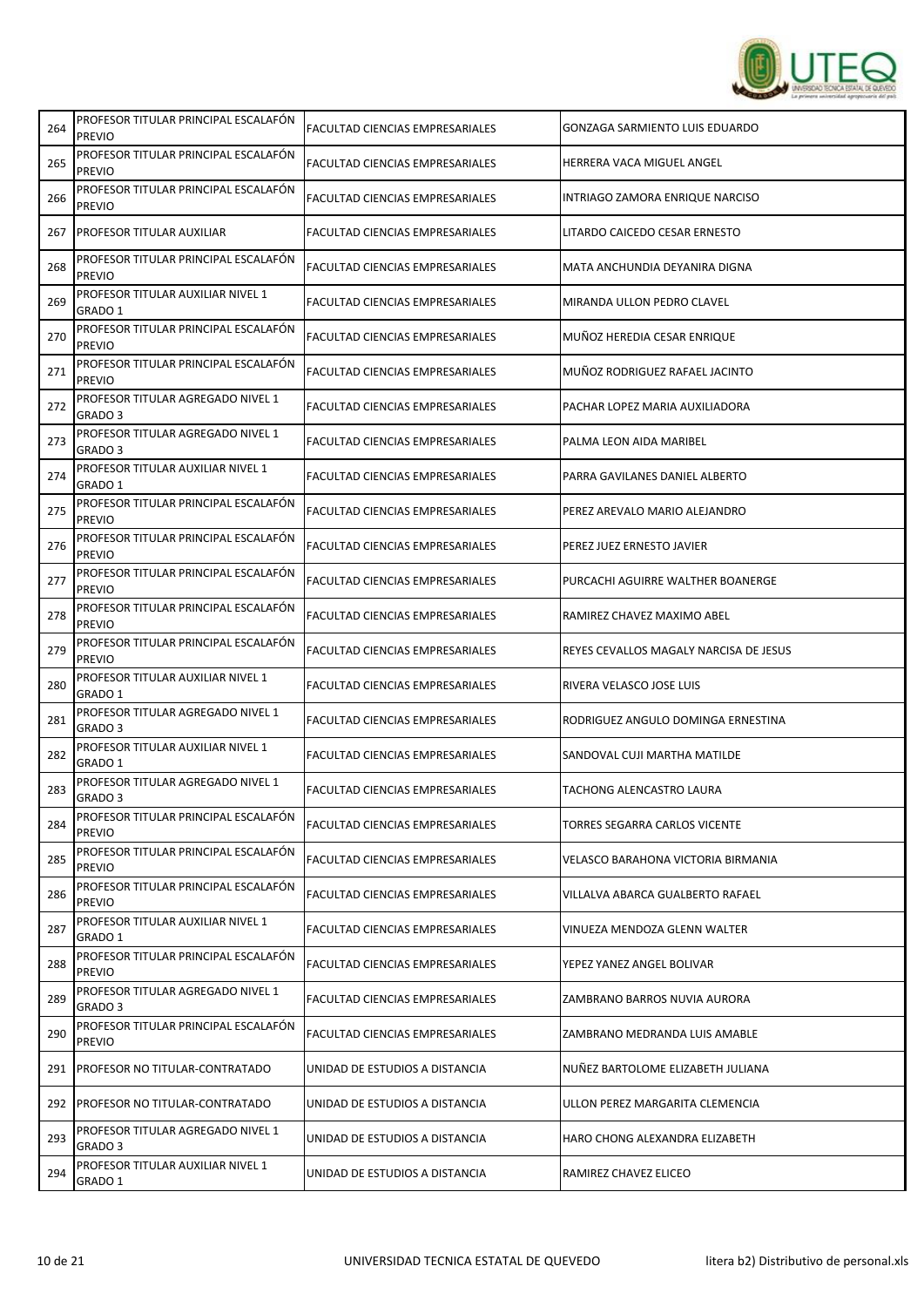| | | | |
|---|---|---|---|
| 264 | PROFESOR TITULAR PRINCIPAL ESCALAFÓN PREVIO | FACULTAD CIENCIAS EMPRESARIALES | GONZAGA SARMIENTO LUIS EDUARDO |
| 265 | PROFESOR TITULAR PRINCIPAL ESCALAFÓN PREVIO | FACULTAD CIENCIAS EMPRESARIALES | HERRERA VACA MIGUEL ANGEL |
| 266 | PROFESOR TITULAR PRINCIPAL ESCALAFÓN PREVIO | FACULTAD CIENCIAS EMPRESARIALES | INTRIAGO ZAMORA ENRIQUE NARCISO |
| 267 | PROFESOR TITULAR AUXILIAR | FACULTAD CIENCIAS EMPRESARIALES | LITARDO CAICEDO CESAR ERNESTO |
| 268 | PROFESOR TITULAR PRINCIPAL ESCALAFÓN PREVIO | FACULTAD CIENCIAS EMPRESARIALES | MATA ANCHUNDIA DEYANIRA DIGNA |
| 269 | PROFESOR TITULAR AUXILIAR NIVEL 1 GRADO 1 | FACULTAD CIENCIAS EMPRESARIALES | MIRANDA ULLON PEDRO CLAVEL |
| 270 | PROFESOR TITULAR PRINCIPAL ESCALAFÓN PREVIO | FACULTAD CIENCIAS EMPRESARIALES | MUÑOZ HEREDIA CESAR ENRIQUE |
| 271 | PROFESOR TITULAR PRINCIPAL ESCALAFÓN PREVIO | FACULTAD CIENCIAS EMPRESARIALES | MUÑOZ RODRIGUEZ RAFAEL JACINTO |
| 272 | PROFESOR TITULAR AGREGADO NIVEL 1 GRADO 3 | FACULTAD CIENCIAS EMPRESARIALES | PACHAR LOPEZ MARIA AUXILIADORA |
| 273 | PROFESOR TITULAR AGREGADO NIVEL 1 GRADO 3 | FACULTAD CIENCIAS EMPRESARIALES | PALMA LEON AIDA MARIBEL |
| 274 | PROFESOR TITULAR AUXILIAR NIVEL 1 GRADO 1 | FACULTAD CIENCIAS EMPRESARIALES | PARRA GAVILANES DANIEL ALBERTO |
| 275 | PROFESOR TITULAR PRINCIPAL ESCALAFÓN PREVIO | FACULTAD CIENCIAS EMPRESARIALES | PEREZ AREVALO MARIO ALEJANDRO |
| 276 | PROFESOR TITULAR PRINCIPAL ESCALAFÓN PREVIO | FACULTAD CIENCIAS EMPRESARIALES | PEREZ JUEZ ERNESTO JAVIER |
| 277 | PROFESOR TITULAR PRINCIPAL ESCALAFÓN PREVIO | FACULTAD CIENCIAS EMPRESARIALES | PURCACHI AGUIRRE WALTHER BOANERGE |
| 278 | PROFESOR TITULAR PRINCIPAL ESCALAFÓN PREVIO | FACULTAD CIENCIAS EMPRESARIALES | RAMIREZ CHAVEZ MAXIMO ABEL |
| 279 | PROFESOR TITULAR PRINCIPAL ESCALAFÓN PREVIO | FACULTAD CIENCIAS EMPRESARIALES | REYES CEVALLOS MAGALY NARCISA DE JESUS |
| 280 | PROFESOR TITULAR AUXILIAR NIVEL 1 GRADO 1 | FACULTAD CIENCIAS EMPRESARIALES | RIVERA VELASCO JOSE LUIS |
| 281 | PROFESOR TITULAR AGREGADO NIVEL 1 GRADO 3 | FACULTAD CIENCIAS EMPRESARIALES | RODRIGUEZ ANGULO DOMINGA ERNESTINA |
| 282 | PROFESOR TITULAR AUXILIAR NIVEL 1 GRADO 1 | FACULTAD CIENCIAS EMPRESARIALES | SANDOVAL CUJI MARTHA MATILDE |
| 283 | PROFESOR TITULAR AGREGADO NIVEL 1 GRADO 3 | FACULTAD CIENCIAS EMPRESARIALES | TACHONG ALENCASTRO LAURA |
| 284 | PROFESOR TITULAR PRINCIPAL ESCALAFÓN PREVIO | FACULTAD CIENCIAS EMPRESARIALES | TORRES SEGARRA CARLOS VICENTE |
| 285 | PROFESOR TITULAR PRINCIPAL ESCALAFÓN PREVIO | FACULTAD CIENCIAS EMPRESARIALES | VELASCO BARAHONA VICTORIA BIRMANIA |
| 286 | PROFESOR TITULAR PRINCIPAL ESCALAFÓN PREVIO | FACULTAD CIENCIAS EMPRESARIALES | VILLALVA ABARCA GUALBERTO RAFAEL |
| 287 | PROFESOR TITULAR AUXILIAR NIVEL 1 GRADO 1 | FACULTAD CIENCIAS EMPRESARIALES | VINUEZA MENDOZA GLENN WALTER |
| 288 | PROFESOR TITULAR PRINCIPAL ESCALAFÓN PREVIO | FACULTAD CIENCIAS EMPRESARIALES | YEPEZ YANEZ ANGEL BOLIVAR |
| 289 | PROFESOR TITULAR AGREGADO NIVEL 1 GRADO 3 | FACULTAD CIENCIAS EMPRESARIALES | ZAMBRANO BARROS NUVIA AURORA |
| 290 | PROFESOR TITULAR PRINCIPAL ESCALAFÓN PREVIO | FACULTAD CIENCIAS EMPRESARIALES | ZAMBRANO MEDRANDA LUIS AMABLE |
| 291 | PROFESOR NO TITULAR-CONTRATADO | UNIDAD DE ESTUDIOS A DISTANCIA | NUÑEZ BARTOLOME ELIZABETH JULIANA |
| 292 | PROFESOR NO TITULAR-CONTRATADO | UNIDAD DE ESTUDIOS A DISTANCIA | ULLON PEREZ MARGARITA CLEMENCIA |
| 293 | PROFESOR TITULAR AGREGADO NIVEL 1 GRADO 3 | UNIDAD DE ESTUDIOS A DISTANCIA | HARO CHONG ALEXANDRA ELIZABETH |
| 294 | PROFESOR TITULAR AUXILIAR NIVEL 1 GRADO 1 | UNIDAD DE ESTUDIOS A DISTANCIA | RAMIREZ CHAVEZ ELICEO |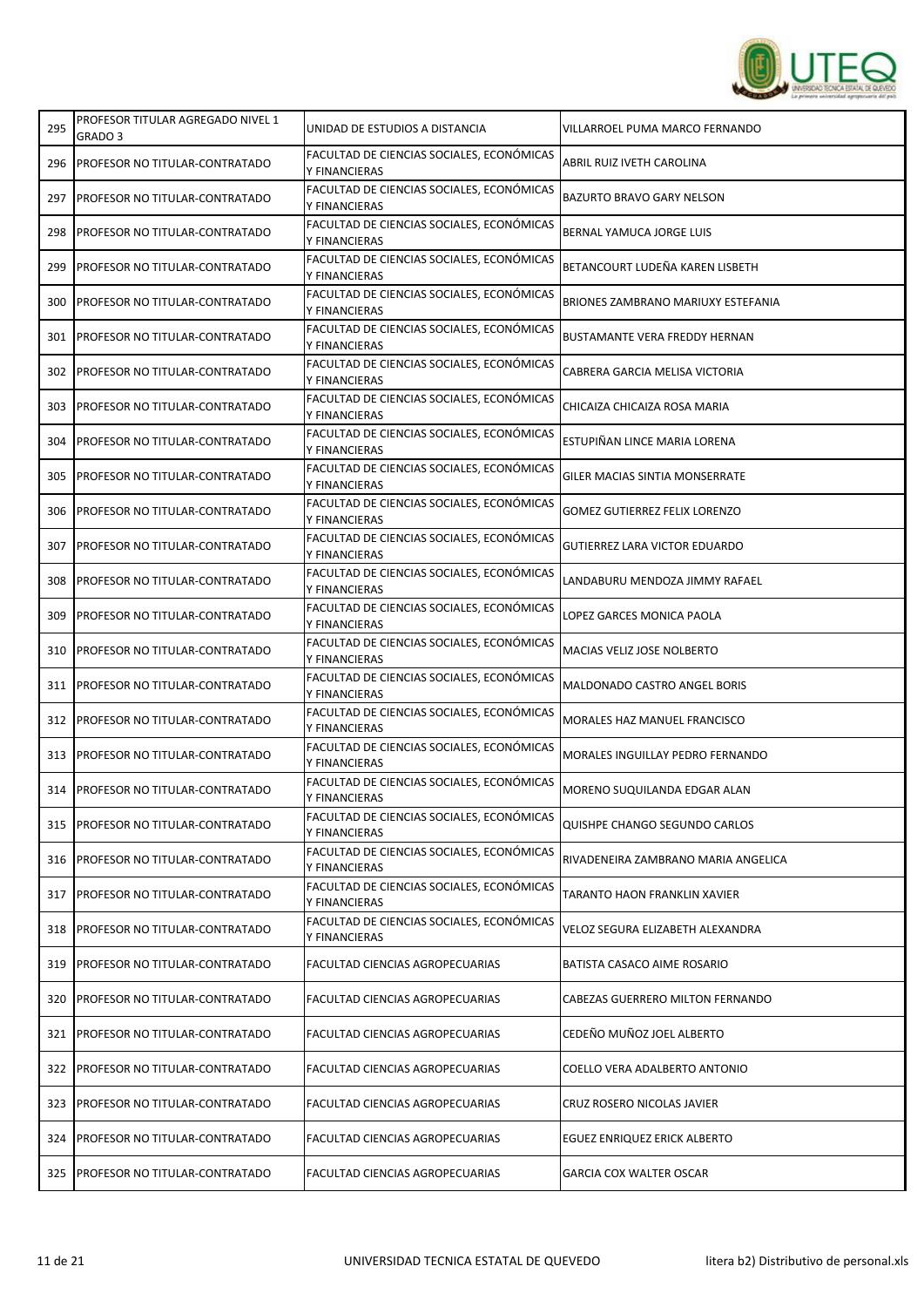| | | | |
|---|---|---|---|
| 295 | PROFESOR TITULAR AGREGADO NIVEL 1 GRADO 3 | UNIDAD DE ESTUDIOS A DISTANCIA | VILLARROEL PUMA MARCO FERNANDO |
| 296 | PROFESOR NO TITULAR-CONTRATADO | FACULTAD DE CIENCIAS SOCIALES, ECONÓMICAS Y FINANCIERAS | ABRIL RUIZ IVETH CAROLINA |
| 297 | PROFESOR NO TITULAR-CONTRATADO | FACULTAD DE CIENCIAS SOCIALES, ECONÓMICAS Y FINANCIERAS | BAZURTO BRAVO GARY NELSON |
| 298 | PROFESOR NO TITULAR-CONTRATADO | FACULTAD DE CIENCIAS SOCIALES, ECONÓMICAS Y FINANCIERAS | BERNAL YAMUCA JORGE LUIS |
| 299 | PROFESOR NO TITULAR-CONTRATADO | FACULTAD DE CIENCIAS SOCIALES, ECONÓMICAS Y FINANCIERAS | BETANCOURT LUDEÑA KAREN LISBETH |
| 300 | PROFESOR NO TITULAR-CONTRATADO | FACULTAD DE CIENCIAS SOCIALES, ECONÓMICAS Y FINANCIERAS | BRIONES ZAMBRANO MARIUXY ESTEFANIA |
| 301 | PROFESOR NO TITULAR-CONTRATADO | FACULTAD DE CIENCIAS SOCIALES, ECONÓMICAS Y FINANCIERAS | BUSTAMANTE VERA FREDDY HERNAN |
| 302 | PROFESOR NO TITULAR-CONTRATADO | FACULTAD DE CIENCIAS SOCIALES, ECONÓMICAS Y FINANCIERAS | CABRERA GARCIA MELISA VICTORIA |
| 303 | PROFESOR NO TITULAR-CONTRATADO | FACULTAD DE CIENCIAS SOCIALES, ECONÓMICAS Y FINANCIERAS | CHICAIZA CHICAIZA ROSA MARIA |
| 304 | PROFESOR NO TITULAR-CONTRATADO | FACULTAD DE CIENCIAS SOCIALES, ECONÓMICAS Y FINANCIERAS | ESTUPIÑAN LINCE MARIA LORENA |
| 305 | PROFESOR NO TITULAR-CONTRATADO | FACULTAD DE CIENCIAS SOCIALES, ECONÓMICAS Y FINANCIERAS | GILER MACIAS SINTIA MONSERRATE |
| 306 | PROFESOR NO TITULAR-CONTRATADO | FACULTAD DE CIENCIAS SOCIALES, ECONÓMICAS Y FINANCIERAS | GOMEZ GUTIERREZ FELIX LORENZO |
| 307 | PROFESOR NO TITULAR-CONTRATADO | FACULTAD DE CIENCIAS SOCIALES, ECONÓMICAS Y FINANCIERAS | GUTIERREZ LARA VICTOR EDUARDO |
| 308 | PROFESOR NO TITULAR-CONTRATADO | FACULTAD DE CIENCIAS SOCIALES, ECONÓMICAS Y FINANCIERAS | LANDABURU MENDOZA JIMMY RAFAEL |
| 309 | PROFESOR NO TITULAR-CONTRATADO | FACULTAD DE CIENCIAS SOCIALES, ECONÓMICAS Y FINANCIERAS | LOPEZ GARCES MONICA PAOLA |
| 310 | PROFESOR NO TITULAR-CONTRATADO | FACULTAD DE CIENCIAS SOCIALES, ECONÓMICAS Y FINANCIERAS | MACIAS VELIZ JOSE NOLBERTO |
| 311 | PROFESOR NO TITULAR-CONTRATADO | FACULTAD DE CIENCIAS SOCIALES, ECONÓMICAS Y FINANCIERAS | MALDONADO CASTRO ANGEL BORIS |
| 312 | PROFESOR NO TITULAR-CONTRATADO | FACULTAD DE CIENCIAS SOCIALES, ECONÓMICAS Y FINANCIERAS | MORALES HAZ MANUEL FRANCISCO |
| 313 | PROFESOR NO TITULAR-CONTRATADO | FACULTAD DE CIENCIAS SOCIALES, ECONÓMICAS Y FINANCIERAS | MORALES INGUILLAY PEDRO FERNANDO |
| 314 | PROFESOR NO TITULAR-CONTRATADO | FACULTAD DE CIENCIAS SOCIALES, ECONÓMICAS Y FINANCIERAS | MORENO SUQUILANDA EDGAR ALAN |
| 315 | PROFESOR NO TITULAR-CONTRATADO | FACULTAD DE CIENCIAS SOCIALES, ECONÓMICAS Y FINANCIERAS | QUISHPE CHANGO SEGUNDO CARLOS |
| 316 | PROFESOR NO TITULAR-CONTRATADO | FACULTAD DE CIENCIAS SOCIALES, ECONÓMICAS Y FINANCIERAS | RIVADENEIRA ZAMBRANO MARIA ANGELICA |
| 317 | PROFESOR NO TITULAR-CONTRATADO | FACULTAD DE CIENCIAS SOCIALES, ECONÓMICAS Y FINANCIERAS | TARANTO HAON FRANKLIN XAVIER |
| 318 | PROFESOR NO TITULAR-CONTRATADO | FACULTAD DE CIENCIAS SOCIALES, ECONÓMICAS Y FINANCIERAS | VELOZ SEGURA ELIZABETH ALEXANDRA |
| 319 | PROFESOR NO TITULAR-CONTRATADO | FACULTAD CIENCIAS AGROPECUARIAS | BATISTA CASACO AIME ROSARIO |
| 320 | PROFESOR NO TITULAR-CONTRATADO | FACULTAD CIENCIAS AGROPECUARIAS | CABEZAS GUERRERO MILTON FERNANDO |
| 321 | PROFESOR NO TITULAR-CONTRATADO | FACULTAD CIENCIAS AGROPECUARIAS | CEDEÑO MUÑOZ JOEL ALBERTO |
| 322 | PROFESOR NO TITULAR-CONTRATADO | FACULTAD CIENCIAS AGROPECUARIAS | COELLO VERA ADALBERTO ANTONIO |
| 323 | PROFESOR NO TITULAR-CONTRATADO | FACULTAD CIENCIAS AGROPECUARIAS | CRUZ ROSERO NICOLAS JAVIER |
| 324 | PROFESOR NO TITULAR-CONTRATADO | FACULTAD CIENCIAS AGROPECUARIAS | EGUEZ ENRIQUEZ ERICK ALBERTO |
| 325 | PROFESOR NO TITULAR-CONTRATADO | FACULTAD CIENCIAS AGROPECUARIAS | GARCIA COX WALTER OSCAR |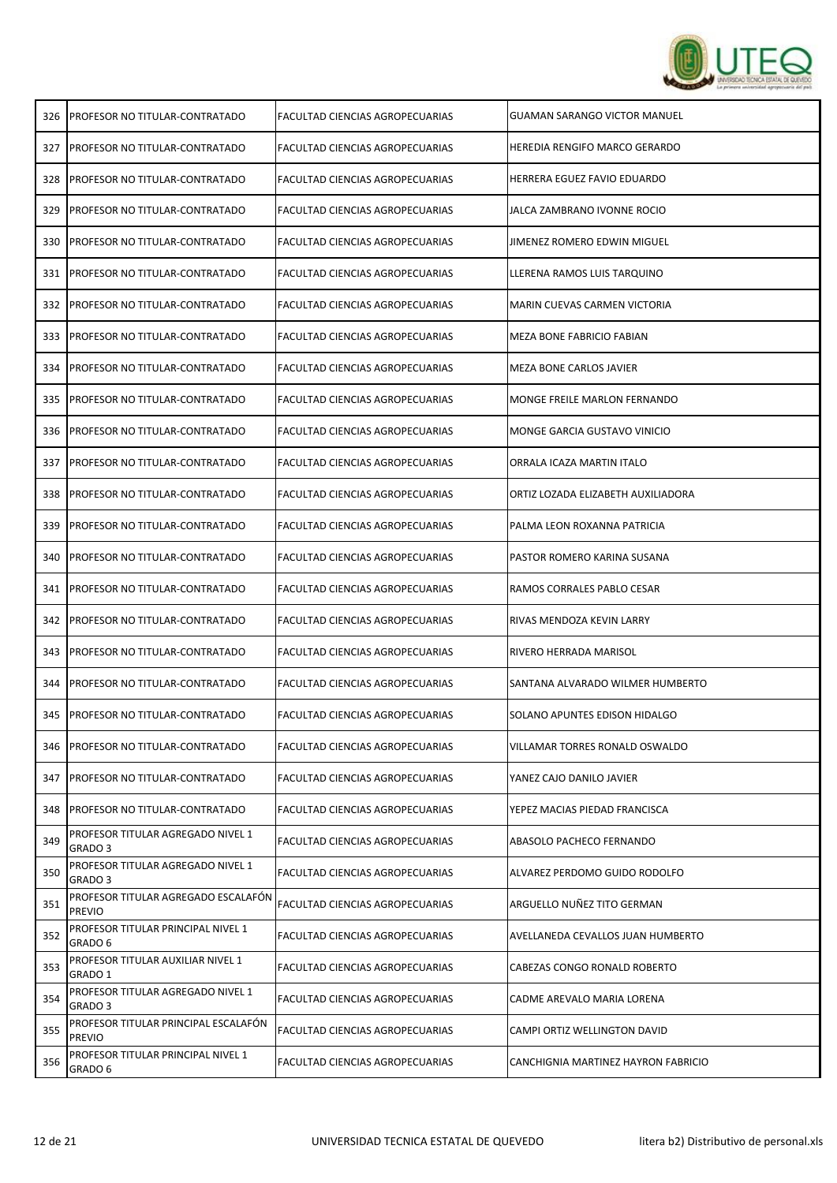| | | | |
|---|---|---|---|
| 326 | PROFESOR NO TITULAR-CONTRATADO | FACULTAD CIENCIAS AGROPECUARIAS | GUAMAN SARANGO VICTOR MANUEL |
| 327 | PROFESOR NO TITULAR-CONTRATADO | FACULTAD CIENCIAS AGROPECUARIAS | HEREDIA RENGIFO MARCO GERARDO |
| 328 | PROFESOR NO TITULAR-CONTRATADO | FACULTAD CIENCIAS AGROPECUARIAS | HERRERA EGUEZ FAVIO EDUARDO |
| 329 | PROFESOR NO TITULAR-CONTRATADO | FACULTAD CIENCIAS AGROPECUARIAS | JALCA ZAMBRANO IVONNE ROCIO |
| 330 | PROFESOR NO TITULAR-CONTRATADO | FACULTAD CIENCIAS AGROPECUARIAS | JIMENEZ ROMERO EDWIN MIGUEL |
| 331 | PROFESOR NO TITULAR-CONTRATADO | FACULTAD CIENCIAS AGROPECUARIAS | LLERENA RAMOS LUIS TARQUINO |
| 332 | PROFESOR NO TITULAR-CONTRATADO | FACULTAD CIENCIAS AGROPECUARIAS | MARIN CUEVAS CARMEN VICTORIA |
| 333 | PROFESOR NO TITULAR-CONTRATADO | FACULTAD CIENCIAS AGROPECUARIAS | MEZA BONE FABRICIO FABIAN |
| 334 | PROFESOR NO TITULAR-CONTRATADO | FACULTAD CIENCIAS AGROPECUARIAS | MEZA BONE CARLOS JAVIER |
| 335 | PROFESOR NO TITULAR-CONTRATADO | FACULTAD CIENCIAS AGROPECUARIAS | MONGE FREILE MARLON FERNANDO |
| 336 | PROFESOR NO TITULAR-CONTRATADO | FACULTAD CIENCIAS AGROPECUARIAS | MONGE GARCIA GUSTAVO VINICIO |
| 337 | PROFESOR NO TITULAR-CONTRATADO | FACULTAD CIENCIAS AGROPECUARIAS | ORRALA ICAZA MARTIN ITALO |
| 338 | PROFESOR NO TITULAR-CONTRATADO | FACULTAD CIENCIAS AGROPECUARIAS | ORTIZ LOZADA ELIZABETH AUXILIADORA |
| 339 | PROFESOR NO TITULAR-CONTRATADO | FACULTAD CIENCIAS AGROPECUARIAS | PALMA LEON ROXANNA PATRICIA |
| 340 | PROFESOR NO TITULAR-CONTRATADO | FACULTAD CIENCIAS AGROPECUARIAS | PASTOR ROMERO KARINA SUSANA |
| 341 | PROFESOR NO TITULAR-CONTRATADO | FACULTAD CIENCIAS AGROPECUARIAS | RAMOS CORRALES PABLO CESAR |
| 342 | PROFESOR NO TITULAR-CONTRATADO | FACULTAD CIENCIAS AGROPECUARIAS | RIVAS MENDOZA KEVIN LARRY |
| 343 | PROFESOR NO TITULAR-CONTRATADO | FACULTAD CIENCIAS AGROPECUARIAS | RIVERO HERRADA MARISOL |
| 344 | PROFESOR NO TITULAR-CONTRATADO | FACULTAD CIENCIAS AGROPECUARIAS | SANTANA ALVARADO WILMER HUMBERTO |
| 345 | PROFESOR NO TITULAR-CONTRATADO | FACULTAD CIENCIAS AGROPECUARIAS | SOLANO APUNTES EDISON HIDALGO |
| 346 | PROFESOR NO TITULAR-CONTRATADO | FACULTAD CIENCIAS AGROPECUARIAS | VILLAMAR TORRES RONALD OSWALDO |
| 347 | PROFESOR NO TITULAR-CONTRATADO | FACULTAD CIENCIAS AGROPECUARIAS | YANEZ CAJO DANILO JAVIER |
| 348 | PROFESOR NO TITULAR-CONTRATADO | FACULTAD CIENCIAS AGROPECUARIAS | YEPEZ MACIAS PIEDAD FRANCISCA |
| 349 | PROFESOR TITULAR AGREGADO NIVEL 1 GRADO 3 | FACULTAD CIENCIAS AGROPECUARIAS | ABASOLO PACHECO FERNANDO |
| 350 | PROFESOR TITULAR AGREGADO NIVEL 1 GRADO 3 | FACULTAD CIENCIAS AGROPECUARIAS | ALVAREZ PERDOMO GUIDO RODOLFO |
| 351 | PROFESOR TITULAR AGREGADO ESCALAFÓN PREVIO | FACULTAD CIENCIAS AGROPECUARIAS | ARGUELLO NUÑEZ TITO GERMAN |
| 352 | PROFESOR TITULAR PRINCIPAL NIVEL 1 GRADO 6 | FACULTAD CIENCIAS AGROPECUARIAS | AVELLANEDA CEVALLOS JUAN HUMBERTO |
| 353 | PROFESOR TITULAR AUXILIAR NIVEL 1 GRADO 1 | FACULTAD CIENCIAS AGROPECUARIAS | CABEZAS CONGO RONALD ROBERTO |
| 354 | PROFESOR TITULAR AGREGADO NIVEL 1 GRADO 3 | FACULTAD CIENCIAS AGROPECUARIAS | CADME AREVALO MARIA LORENA |
| 355 | PROFESOR TITULAR PRINCIPAL ESCALAFÓN PREVIO | FACULTAD CIENCIAS AGROPECUARIAS | CAMPI ORTIZ WELLINGTON DAVID |
| 356 | PROFESOR TITULAR PRINCIPAL NIVEL 1 GRADO 6 | FACULTAD CIENCIAS AGROPECUARIAS | CANCHIGNIA MARTINEZ HAYRON FABRICIO |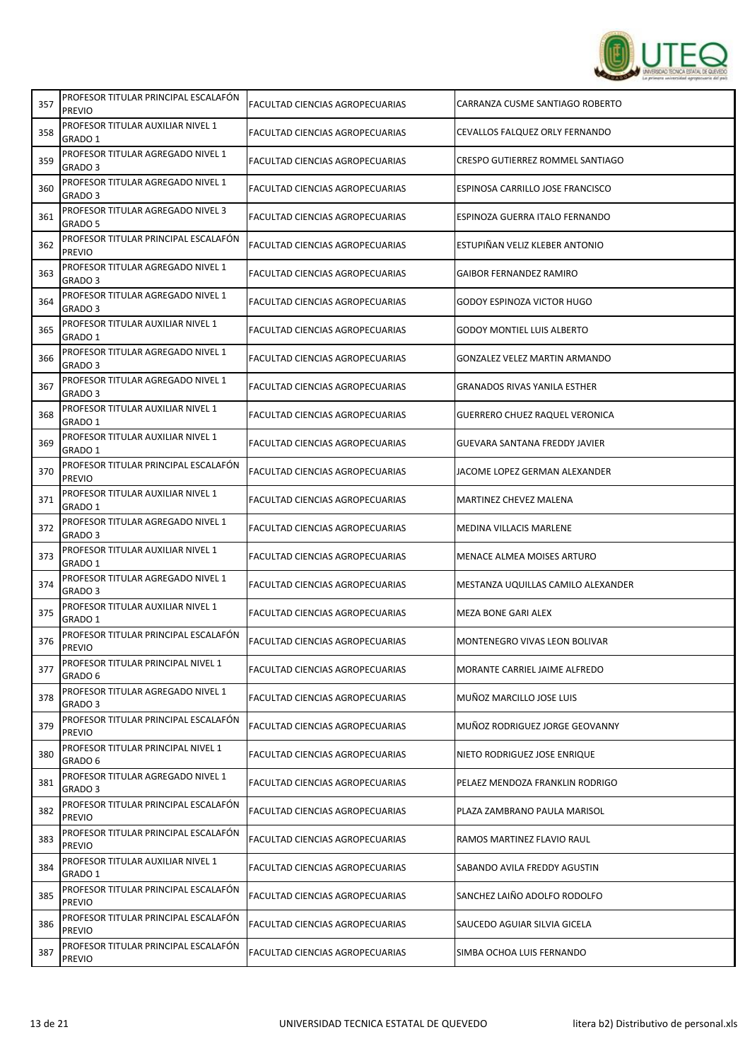| 357 | PROFESOR TITULAR PRINCIPAL ESCALAFÓN PREVIO | FACULTAD CIENCIAS AGROPECUARIAS | CARRANZA CUSME SANTIAGO ROBERTO |
|---|---|---|---|
| 358 | PROFESOR TITULAR AUXILIAR NIVEL 1 GRADO 1 | FACULTAD CIENCIAS AGROPECUARIAS | CEVALLOS FALQUEZ ORLY FERNANDO |
| 359 | PROFESOR TITULAR AGREGADO NIVEL 1 GRADO 3 | FACULTAD CIENCIAS AGROPECUARIAS | CRESPO GUTIERREZ ROMMEL SANTIAGO |
| 360 | PROFESOR TITULAR AGREGADO NIVEL 1 GRADO 3 | FACULTAD CIENCIAS AGROPECUARIAS | ESPINOSA CARRILLO JOSE FRANCISCO |
| 361 | PROFESOR TITULAR AGREGADO NIVEL 3 GRADO 5 | FACULTAD CIENCIAS AGROPECUARIAS | ESPINOZA GUERRA ITALO FERNANDO |
| 362 | PROFESOR TITULAR PRINCIPAL ESCALAFÓN PREVIO | FACULTAD CIENCIAS AGROPECUARIAS | ESTUPIÑAN VELIZ KLEBER ANTONIO |
| 363 | PROFESOR TITULAR AGREGADO NIVEL 1 GRADO 3 | FACULTAD CIENCIAS AGROPECUARIAS | GAIBOR FERNANDEZ RAMIRO |
| 364 | PROFESOR TITULAR AGREGADO NIVEL 1 GRADO 3 | FACULTAD CIENCIAS AGROPECUARIAS | GODOY ESPINOZA VICTOR HUGO |
| 365 | PROFESOR TITULAR AUXILIAR NIVEL 1 GRADO 1 | FACULTAD CIENCIAS AGROPECUARIAS | GODOY MONTIEL LUIS ALBERTO |
| 366 | PROFESOR TITULAR AGREGADO NIVEL 1 GRADO 3 | FACULTAD CIENCIAS AGROPECUARIAS | GONZALEZ VELEZ MARTIN ARMANDO |
| 367 | PROFESOR TITULAR AGREGADO NIVEL 1 GRADO 3 | FACULTAD CIENCIAS AGROPECUARIAS | GRANADOS RIVAS YANILA ESTHER |
| 368 | PROFESOR TITULAR AUXILIAR NIVEL 1 GRADO 1 | FACULTAD CIENCIAS AGROPECUARIAS | GUERRERO CHUEZ RAQUEL VERONICA |
| 369 | PROFESOR TITULAR AUXILIAR NIVEL 1 GRADO 1 | FACULTAD CIENCIAS AGROPECUARIAS | GUEVARA SANTANA FREDDY JAVIER |
| 370 | PROFESOR TITULAR PRINCIPAL ESCALAFÓN PREVIO | FACULTAD CIENCIAS AGROPECUARIAS | JACOME LOPEZ GERMAN ALEXANDER |
| 371 | PROFESOR TITULAR AUXILIAR NIVEL 1 GRADO 1 | FACULTAD CIENCIAS AGROPECUARIAS | MARTINEZ CHEVEZ MALENA |
| 372 | PROFESOR TITULAR AGREGADO NIVEL 1 GRADO 3 | FACULTAD CIENCIAS AGROPECUARIAS | MEDINA VILLACIS MARLENE |
| 373 | PROFESOR TITULAR AUXILIAR NIVEL 1 GRADO 1 | FACULTAD CIENCIAS AGROPECUARIAS | MENACE ALMEA MOISES ARTURO |
| 374 | PROFESOR TITULAR AGREGADO NIVEL 1 GRADO 3 | FACULTAD CIENCIAS AGROPECUARIAS | MESTANZA UQUILLAS CAMILO ALEXANDER |
| 375 | PROFESOR TITULAR AUXILIAR NIVEL 1 GRADO 1 | FACULTAD CIENCIAS AGROPECUARIAS | MEZA BONE GARI ALEX |
| 376 | PROFESOR TITULAR PRINCIPAL ESCALAFÓN PREVIO | FACULTAD CIENCIAS AGROPECUARIAS | MONTENEGRO VIVAS LEON BOLIVAR |
| 377 | PROFESOR TITULAR PRINCIPAL NIVEL 1 GRADO 6 | FACULTAD CIENCIAS AGROPECUARIAS | MORANTE CARRIEL JAIME ALFREDO |
| 378 | PROFESOR TITULAR AGREGADO NIVEL 1 GRADO 3 | FACULTAD CIENCIAS AGROPECUARIAS | MUÑOZ MARCILLO JOSE LUIS |
| 379 | PROFESOR TITULAR PRINCIPAL ESCALAFÓN PREVIO | FACULTAD CIENCIAS AGROPECUARIAS | MUÑOZ RODRIGUEZ JORGE GEOVANNY |
| 380 | PROFESOR TITULAR PRINCIPAL NIVEL 1 GRADO 6 | FACULTAD CIENCIAS AGROPECUARIAS | NIETO RODRIGUEZ JOSE ENRIQUE |
| 381 | PROFESOR TITULAR AGREGADO NIVEL 1 GRADO 3 | FACULTAD CIENCIAS AGROPECUARIAS | PELAEZ MENDOZA FRANKLIN RODRIGO |
| 382 | PROFESOR TITULAR PRINCIPAL ESCALAFÓN PREVIO | FACULTAD CIENCIAS AGROPECUARIAS | PLAZA ZAMBRANO PAULA MARISOL |
| 383 | PROFESOR TITULAR PRINCIPAL ESCALAFÓN PREVIO | FACULTAD CIENCIAS AGROPECUARIAS | RAMOS MARTINEZ FLAVIO RAUL |
| 384 | PROFESOR TITULAR AUXILIAR NIVEL 1 GRADO 1 | FACULTAD CIENCIAS AGROPECUARIAS | SABANDO AVILA FREDDY AGUSTIN |
| 385 | PROFESOR TITULAR PRINCIPAL ESCALAFÓN PREVIO | FACULTAD CIENCIAS AGROPECUARIAS | SANCHEZ LAIÑO ADOLFO RODOLFO |
| 386 | PROFESOR TITULAR PRINCIPAL ESCALAFÓN PREVIO | FACULTAD CIENCIAS AGROPECUARIAS | SAUCEDO AGUIAR SILVIA GICELA |
| 387 | PROFESOR TITULAR PRINCIPAL ESCALAFÓN PREVIO | FACULTAD CIENCIAS AGROPECUARIAS | SIMBA OCHOA LUIS FERNANDO |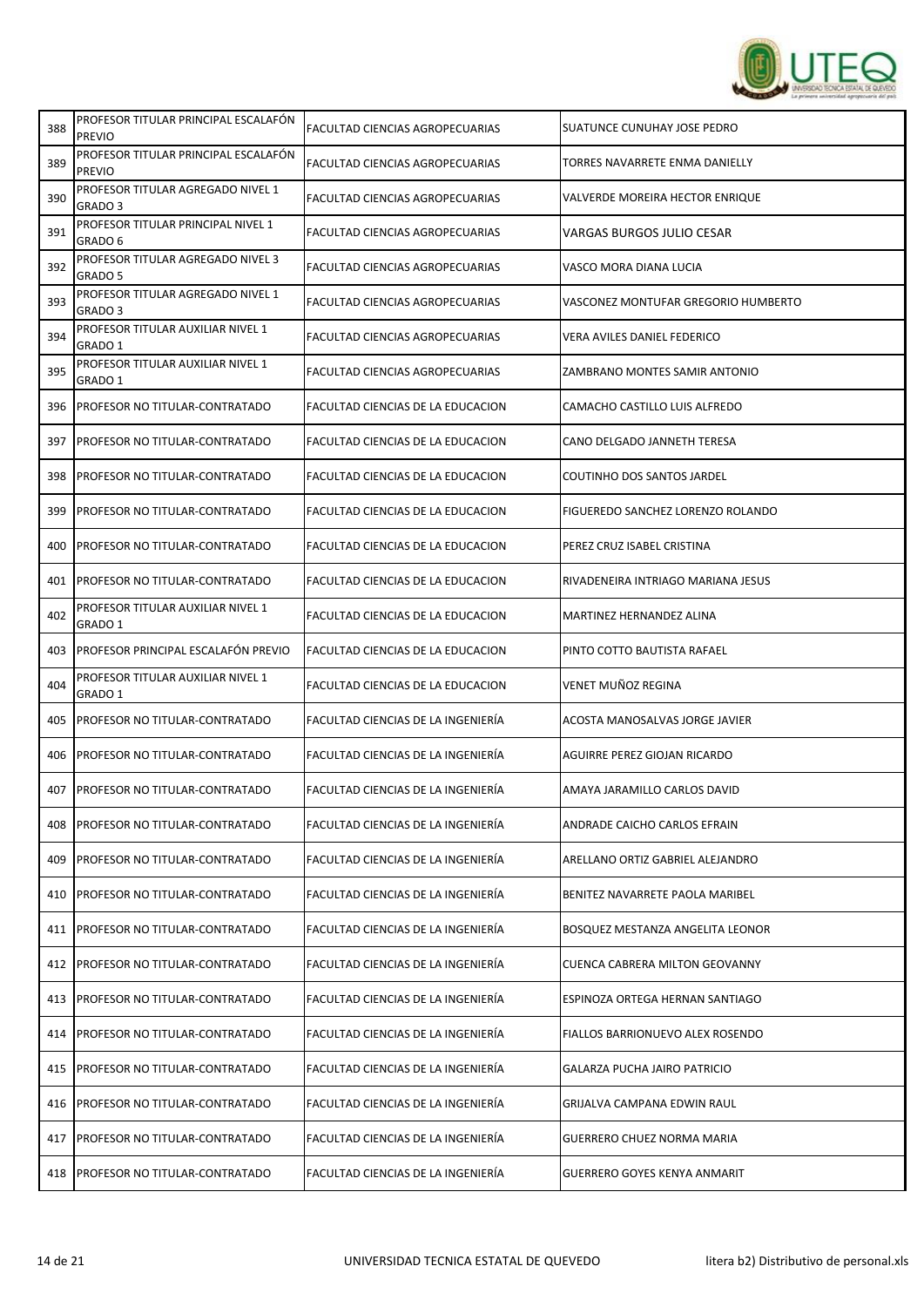| | | | |
|---|---|---|---|
| 388 | PROFESOR TITULAR PRINCIPAL ESCALAFÓN PREVIO | FACULTAD CIENCIAS AGROPECUARIAS | SUATUNCE CUNUHAY JOSE PEDRO |
| 389 | PROFESOR TITULAR PRINCIPAL ESCALAFÓN PREVIO | FACULTAD CIENCIAS AGROPECUARIAS | TORRES NAVARRETE ENMA DANIELLY |
| 390 | PROFESOR TITULAR AGREGADO NIVEL 1 GRADO 3 | FACULTAD CIENCIAS AGROPECUARIAS | VALVERDE MOREIRA HECTOR ENRIQUE |
| 391 | PROFESOR TITULAR PRINCIPAL NIVEL 1 GRADO 6 | FACULTAD CIENCIAS AGROPECUARIAS | VARGAS BURGOS JULIO CESAR |
| 392 | PROFESOR TITULAR AGREGADO NIVEL 3 GRADO 5 | FACULTAD CIENCIAS AGROPECUARIAS | VASCO MORA DIANA LUCIA |
| 393 | PROFESOR TITULAR AGREGADO NIVEL 1 GRADO 3 | FACULTAD CIENCIAS AGROPECUARIAS | VASCONEZ MONTUFAR GREGORIO HUMBERTO |
| 394 | PROFESOR TITULAR AUXILIAR NIVEL 1 GRADO 1 | FACULTAD CIENCIAS AGROPECUARIAS | VERA AVILES DANIEL FEDERICO |
| 395 | PROFESOR TITULAR AUXILIAR NIVEL 1 GRADO 1 | FACULTAD CIENCIAS AGROPECUARIAS | ZAMBRANO MONTES SAMIR ANTONIO |
| 396 | PROFESOR NO TITULAR-CONTRATADO | FACULTAD CIENCIAS DE LA EDUCACION | CAMACHO CASTILLO LUIS ALFREDO |
| 397 | PROFESOR NO TITULAR-CONTRATADO | FACULTAD CIENCIAS DE LA EDUCACION | CANO DELGADO JANNETH TERESA |
| 398 | PROFESOR NO TITULAR-CONTRATADO | FACULTAD CIENCIAS DE LA EDUCACION | COUTINHO DOS SANTOS JARDEL |
| 399 | PROFESOR NO TITULAR-CONTRATADO | FACULTAD CIENCIAS DE LA EDUCACION | FIGUEREDO SANCHEZ LORENZO ROLANDO |
| 400 | PROFESOR NO TITULAR-CONTRATADO | FACULTAD CIENCIAS DE LA EDUCACION | PEREZ CRUZ ISABEL CRISTINA |
| 401 | PROFESOR NO TITULAR-CONTRATADO | FACULTAD CIENCIAS DE LA EDUCACION | RIVADENEIRA INTRIAGO MARIANA JESUS |
| 402 | PROFESOR TITULAR AUXILIAR NIVEL 1 GRADO 1 | FACULTAD CIENCIAS DE LA EDUCACION | MARTINEZ HERNANDEZ ALINA |
| 403 | PROFESOR PRINCIPAL ESCALAFÓN PREVIO | FACULTAD CIENCIAS DE LA EDUCACION | PINTO COTTO BAUTISTA RAFAEL |
| 404 | PROFESOR TITULAR AUXILIAR NIVEL 1 GRADO 1 | FACULTAD CIENCIAS DE LA EDUCACION | VENET MUÑOZ REGINA |
| 405 | PROFESOR NO TITULAR-CONTRATADO | FACULTAD CIENCIAS DE LA INGENIERÍA | ACOSTA MANOSALVAS JORGE JAVIER |
| 406 | PROFESOR NO TITULAR-CONTRATADO | FACULTAD CIENCIAS DE LA INGENIERÍA | AGUIRRE PEREZ GIOJAN RICARDO |
| 407 | PROFESOR NO TITULAR-CONTRATADO | FACULTAD CIENCIAS DE LA INGENIERÍA | AMAYA JARAMILLO CARLOS DAVID |
| 408 | PROFESOR NO TITULAR-CONTRATADO | FACULTAD CIENCIAS DE LA INGENIERÍA | ANDRADE CAICHO CARLOS EFRAIN |
| 409 | PROFESOR NO TITULAR-CONTRATADO | FACULTAD CIENCIAS DE LA INGENIERÍA | ARELLANO ORTIZ GABRIEL ALEJANDRO |
| 410 | PROFESOR NO TITULAR-CONTRATADO | FACULTAD CIENCIAS DE LA INGENIERÍA | BENITEZ NAVARRETE PAOLA MARIBEL |
| 411 | PROFESOR NO TITULAR-CONTRATADO | FACULTAD CIENCIAS DE LA INGENIERÍA | BOSQUEZ MESTANZA ANGELITA LEONOR |
| 412 | PROFESOR NO TITULAR-CONTRATADO | FACULTAD CIENCIAS DE LA INGENIERÍA | CUENCA CABRERA MILTON GEOVANNY |
| 413 | PROFESOR NO TITULAR-CONTRATADO | FACULTAD CIENCIAS DE LA INGENIERÍA | ESPINOZA ORTEGA HERNAN SANTIAGO |
| 414 | PROFESOR NO TITULAR-CONTRATADO | FACULTAD CIENCIAS DE LA INGENIERÍA | FIALLOS BARRIONUEVO ALEX ROSENDO |
| 415 | PROFESOR NO TITULAR-CONTRATADO | FACULTAD CIENCIAS DE LA INGENIERÍA | GALARZA PUCHA JAIRO PATRICIO |
| 416 | PROFESOR NO TITULAR-CONTRATADO | FACULTAD CIENCIAS DE LA INGENIERÍA | GRIJALVA CAMPANA EDWIN RAUL |
| 417 | PROFESOR NO TITULAR-CONTRATADO | FACULTAD CIENCIAS DE LA INGENIERÍA | GUERRERO CHUEZ NORMA MARIA |
| 418 | PROFESOR NO TITULAR-CONTRATADO | FACULTAD CIENCIAS DE LA INGENIERÍA | GUERRERO GOYES KENYA ANMARIT |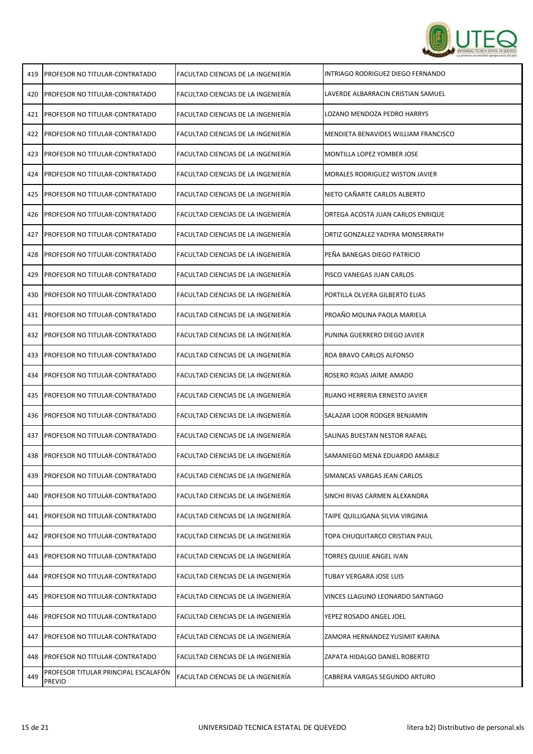| | | | |
|---|---|---|---|
| 419 | PROFESOR NO TITULAR-CONTRATADO | FACULTAD CIENCIAS DE LA INGENIERÍA | INTRIAGO RODRIGUEZ DIEGO FERNANDO |
| 420 | PROFESOR NO TITULAR-CONTRATADO | FACULTAD CIENCIAS DE LA INGENIERÍA | LAVERDE ALBARRACIN CRISTIAN SAMUEL |
| 421 | PROFESOR NO TITULAR-CONTRATADO | FACULTAD CIENCIAS DE LA INGENIERÍA | LOZANO MENDOZA PEDRO HARRYS |
| 422 | PROFESOR NO TITULAR-CONTRATADO | FACULTAD CIENCIAS DE LA INGENIERÍA | MENDIETA BENAVIDES WILLIAM FRANCISCO |
| 423 | PROFESOR NO TITULAR-CONTRATADO | FACULTAD CIENCIAS DE LA INGENIERÍA | MONTILLA LOPEZ YOMBER JOSE |
| 424 | PROFESOR NO TITULAR-CONTRATADO | FACULTAD CIENCIAS DE LA INGENIERÍA | MORALES RODRIGUEZ WISTON JAVIER |
| 425 | PROFESOR NO TITULAR-CONTRATADO | FACULTAD CIENCIAS DE LA INGENIERÍA | NIETO CAÑARTE CARLOS ALBERTO |
| 426 | PROFESOR NO TITULAR-CONTRATADO | FACULTAD CIENCIAS DE LA INGENIERÍA | ORTEGA ACOSTA JUAN CARLOS ENRIQUE |
| 427 | PROFESOR NO TITULAR-CONTRATADO | FACULTAD CIENCIAS DE LA INGENIERÍA | ORTIZ GONZALEZ YADYRA MONSERRATH |
| 428 | PROFESOR NO TITULAR-CONTRATADO | FACULTAD CIENCIAS DE LA INGENIERÍA | PEÑA BANEGAS DIEGO PATRICIO |
| 429 | PROFESOR NO TITULAR-CONTRATADO | FACULTAD CIENCIAS DE LA INGENIERÍA | PISCO VANEGAS JUAN CARLOS |
| 430 | PROFESOR NO TITULAR-CONTRATADO | FACULTAD CIENCIAS DE LA INGENIERÍA | PORTILLA OLVERA GILBERTO ELIAS |
| 431 | PROFESOR NO TITULAR-CONTRATADO | FACULTAD CIENCIAS DE LA INGENIERÍA | PROAÑO MOLINA PAOLA MARIELA |
| 432 | PROFESOR NO TITULAR-CONTRATADO | FACULTAD CIENCIAS DE LA INGENIERÍA | PUNINA GUERRERO DIEGO JAVIER |
| 433 | PROFESOR NO TITULAR-CONTRATADO | FACULTAD CIENCIAS DE LA INGENIERÍA | ROA BRAVO CARLOS ALFONSO |
| 434 | PROFESOR NO TITULAR-CONTRATADO | FACULTAD CIENCIAS DE LA INGENIERÍA | ROSERO ROJAS JAIME AMADO |
| 435 | PROFESOR NO TITULAR-CONTRATADO | FACULTAD CIENCIAS DE LA INGENIERÍA | RUANO HERRERIA ERNESTO JAVIER |
| 436 | PROFESOR NO TITULAR-CONTRATADO | FACULTAD CIENCIAS DE LA INGENIERÍA | SALAZAR LOOR RODGER BENJAMIN |
| 437 | PROFESOR NO TITULAR-CONTRATADO | FACULTAD CIENCIAS DE LA INGENIERÍA | SALINAS BUESTAN NESTOR RAFAEL |
| 438 | PROFESOR NO TITULAR-CONTRATADO | FACULTAD CIENCIAS DE LA INGENIERÍA | SAMANIEGO MENA EDUARDO AMABLE |
| 439 | PROFESOR NO TITULAR-CONTRATADO | FACULTAD CIENCIAS DE LA INGENIERÍA | SIMANCAS VARGAS JEAN CARLOS |
| 440 | PROFESOR NO TITULAR-CONTRATADO | FACULTAD CIENCIAS DE LA INGENIERÍA | SINCHI RIVAS CARMEN ALEXANDRA |
| 441 | PROFESOR NO TITULAR-CONTRATADO | FACULTAD CIENCIAS DE LA INGENIERÍA | TAIPE QUILLIGANA SILVIA VIRGINIA |
| 442 | PROFESOR NO TITULAR-CONTRATADO | FACULTAD CIENCIAS DE LA INGENIERÍA | TOPA CHUQUITARCO CRISTIAN PAUL |
| 443 | PROFESOR NO TITULAR-CONTRATADO | FACULTAD CIENCIAS DE LA INGENIERÍA | TORRES QUIJIJE ANGEL IVAN |
| 444 | PROFESOR NO TITULAR-CONTRATADO | FACULTAD CIENCIAS DE LA INGENIERÍA | TUBAY VERGARA JOSE LUIS |
| 445 | PROFESOR NO TITULAR-CONTRATADO | FACULTAD CIENCIAS DE LA INGENIERÍA | VINCES LLAGUNO LEONARDO SANTIAGO |
| 446 | PROFESOR NO TITULAR-CONTRATADO | FACULTAD CIENCIAS DE LA INGENIERÍA | YEPEZ ROSADO ANGEL JOEL |
| 447 | PROFESOR NO TITULAR-CONTRATADO | FACULTAD CIENCIAS DE LA INGENIERÍA | ZAMORA HERNANDEZ YUSIMIT KARINA |
| 448 | PROFESOR NO TITULAR-CONTRATADO | FACULTAD CIENCIAS DE LA INGENIERÍA | ZAPATA HIDALGO DANIEL ROBERTO |
| 449 | PROFESOR TITULAR PRINCIPAL ESCALAFÓN PREVIO | FACULTAD CIENCIAS DE LA INGENIERÍA | CABRERA VARGAS SEGUNDO ARTURO |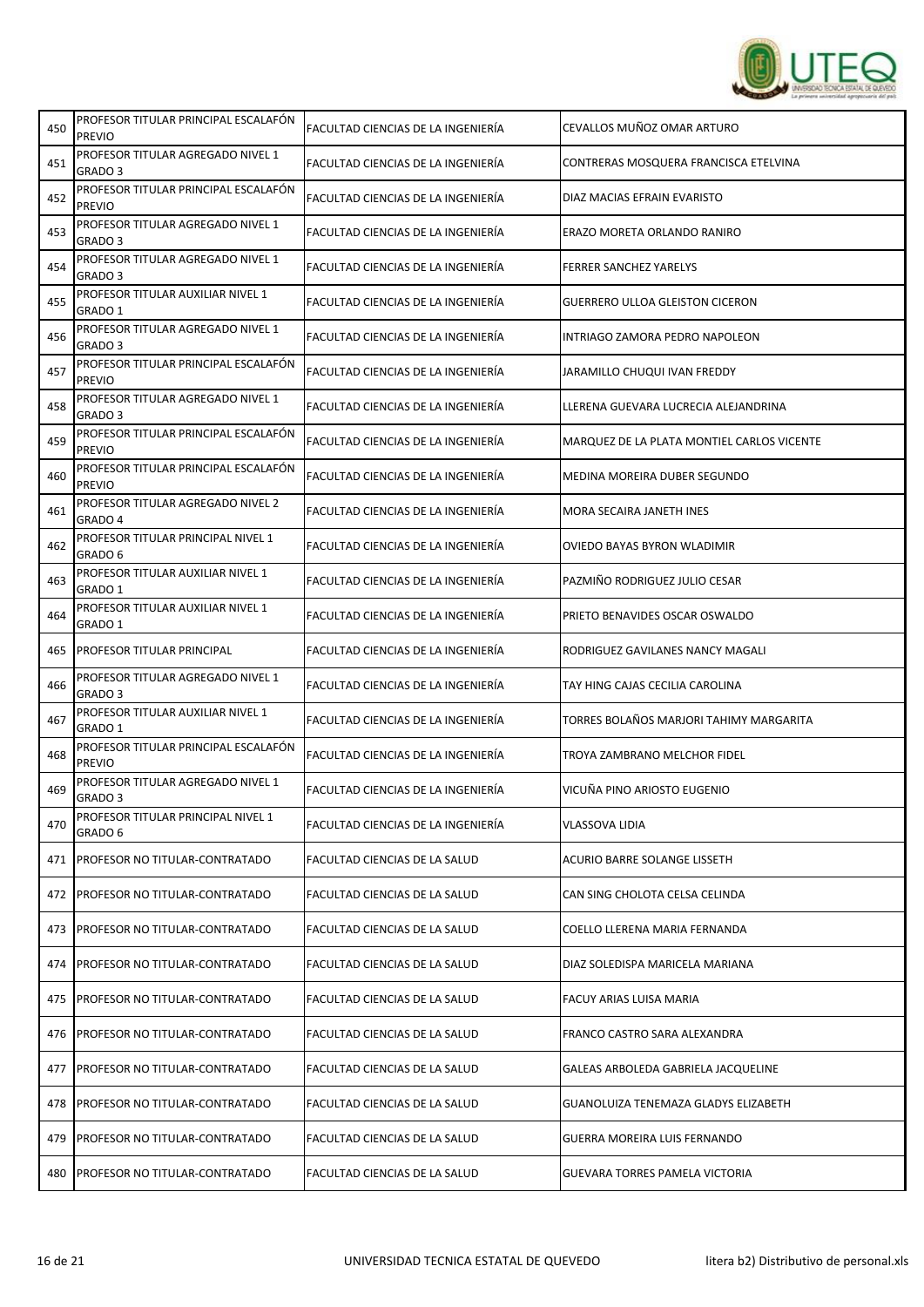| | | | |
|---|---|---|---|
| 450 | PROFESOR TITULAR PRINCIPAL ESCALAFÓN PREVIO | FACULTAD CIENCIAS DE LA INGENIERÍA | CEVALLOS MUÑOZ OMAR ARTURO |
| 451 | PROFESOR TITULAR AGREGADO NIVEL 1 GRADO 3 | FACULTAD CIENCIAS DE LA INGENIERÍA | CONTRERAS MOSQUERA FRANCISCA ETELVINA |
| 452 | PROFESOR TITULAR PRINCIPAL ESCALAFÓN PREVIO | FACULTAD CIENCIAS DE LA INGENIERÍA | DIAZ MACIAS EFRAIN EVARISTO |
| 453 | PROFESOR TITULAR AGREGADO NIVEL 1 GRADO 3 | FACULTAD CIENCIAS DE LA INGENIERÍA | ERAZO MORETA ORLANDO RANIRO |
| 454 | PROFESOR TITULAR AGREGADO NIVEL 1 GRADO 3 | FACULTAD CIENCIAS DE LA INGENIERÍA | FERRER SANCHEZ YARELYS |
| 455 | PROFESOR TITULAR AUXILIAR NIVEL 1 GRADO 1 | FACULTAD CIENCIAS DE LA INGENIERÍA | GUERRERO ULLOA GLEISTON CICERON |
| 456 | PROFESOR TITULAR AGREGADO NIVEL 1 GRADO 3 | FACULTAD CIENCIAS DE LA INGENIERÍA | INTRIAGO ZAMORA PEDRO NAPOLEON |
| 457 | PROFESOR TITULAR PRINCIPAL ESCALAFÓN PREVIO | FACULTAD CIENCIAS DE LA INGENIERÍA | JARAMILLO CHUQUI IVAN FREDDY |
| 458 | PROFESOR TITULAR AGREGADO NIVEL 1 GRADO 3 | FACULTAD CIENCIAS DE LA INGENIERÍA | LLERENA GUEVARA LUCRECIA ALEJANDRINA |
| 459 | PROFESOR TITULAR PRINCIPAL ESCALAFÓN PREVIO | FACULTAD CIENCIAS DE LA INGENIERÍA | MARQUEZ DE LA PLATA MONTIEL CARLOS VICENTE |
| 460 | PROFESOR TITULAR PRINCIPAL ESCALAFÓN PREVIO | FACULTAD CIENCIAS DE LA INGENIERÍA | MEDINA MOREIRA DUBER SEGUNDO |
| 461 | PROFESOR TITULAR AGREGADO NIVEL 2 GRADO 4 | FACULTAD CIENCIAS DE LA INGENIERÍA | MORA SECAIRA JANETH INES |
| 462 | PROFESOR TITULAR PRINCIPAL NIVEL 1 GRADO 6 | FACULTAD CIENCIAS DE LA INGENIERÍA | OVIEDO BAYAS BYRON WLADIMIR |
| 463 | PROFESOR TITULAR AUXILIAR NIVEL 1 GRADO 1 | FACULTAD CIENCIAS DE LA INGENIERÍA | PAZMIÑO RODRIGUEZ JULIO CESAR |
| 464 | PROFESOR TITULAR AUXILIAR NIVEL 1 GRADO 1 | FACULTAD CIENCIAS DE LA INGENIERÍA | PRIETO BENAVIDES OSCAR OSWALDO |
| 465 | PROFESOR TITULAR PRINCIPAL | FACULTAD CIENCIAS DE LA INGENIERÍA | RODRIGUEZ GAVILANES NANCY MAGALI |
| 466 | PROFESOR TITULAR AGREGADO NIVEL 1 GRADO 3 | FACULTAD CIENCIAS DE LA INGENIERÍA | TAY HING CAJAS CECILIA CAROLINA |
| 467 | PROFESOR TITULAR AUXILIAR NIVEL 1 GRADO 1 | FACULTAD CIENCIAS DE LA INGENIERÍA | TORRES BOLAÑOS MARJORI TAHIMY MARGARITA |
| 468 | PROFESOR TITULAR PRINCIPAL ESCALAFÓN PREVIO | FACULTAD CIENCIAS DE LA INGENIERÍA | TROYA ZAMBRANO MELCHOR FIDEL |
| 469 | PROFESOR TITULAR AGREGADO NIVEL 1 GRADO 3 | FACULTAD CIENCIAS DE LA INGENIERÍA | VICUÑA PINO ARIOSTO EUGENIO |
| 470 | PROFESOR TITULAR PRINCIPAL NIVEL 1 GRADO 6 | FACULTAD CIENCIAS DE LA INGENIERÍA | VLASSOVA LIDIA |
| 471 | PROFESOR NO TITULAR-CONTRATADO | FACULTAD CIENCIAS DE LA SALUD | ACURIO BARRE SOLANGE LISSETH |
| 472 | PROFESOR NO TITULAR-CONTRATADO | FACULTAD CIENCIAS DE LA SALUD | CAN SING CHOLOTA CELSA CELINDA |
| 473 | PROFESOR NO TITULAR-CONTRATADO | FACULTAD CIENCIAS DE LA SALUD | COELLO LLERENA MARIA FERNANDA |
| 474 | PROFESOR NO TITULAR-CONTRATADO | FACULTAD CIENCIAS DE LA SALUD | DIAZ SOLEDISPA MARICELA MARIANA |
| 475 | PROFESOR NO TITULAR-CONTRATADO | FACULTAD CIENCIAS DE LA SALUD | FACUY ARIAS LUISA MARIA |
| 476 | PROFESOR NO TITULAR-CONTRATADO | FACULTAD CIENCIAS DE LA SALUD | FRANCO CASTRO SARA ALEXANDRA |
| 477 | PROFESOR NO TITULAR-CONTRATADO | FACULTAD CIENCIAS DE LA SALUD | GALEAS ARBOLEDA GABRIELA JACQUELINE |
| 478 | PROFESOR NO TITULAR-CONTRATADO | FACULTAD CIENCIAS DE LA SALUD | GUANOLUIZA TENEMAZA GLADYS ELIZABETH |
| 479 | PROFESOR NO TITULAR-CONTRATADO | FACULTAD CIENCIAS DE LA SALUD | GUERRA MOREIRA LUIS FERNANDO |
| 480 | PROFESOR NO TITULAR-CONTRATADO | FACULTAD CIENCIAS DE LA SALUD | GUEVARA TORRES PAMELA VICTORIA |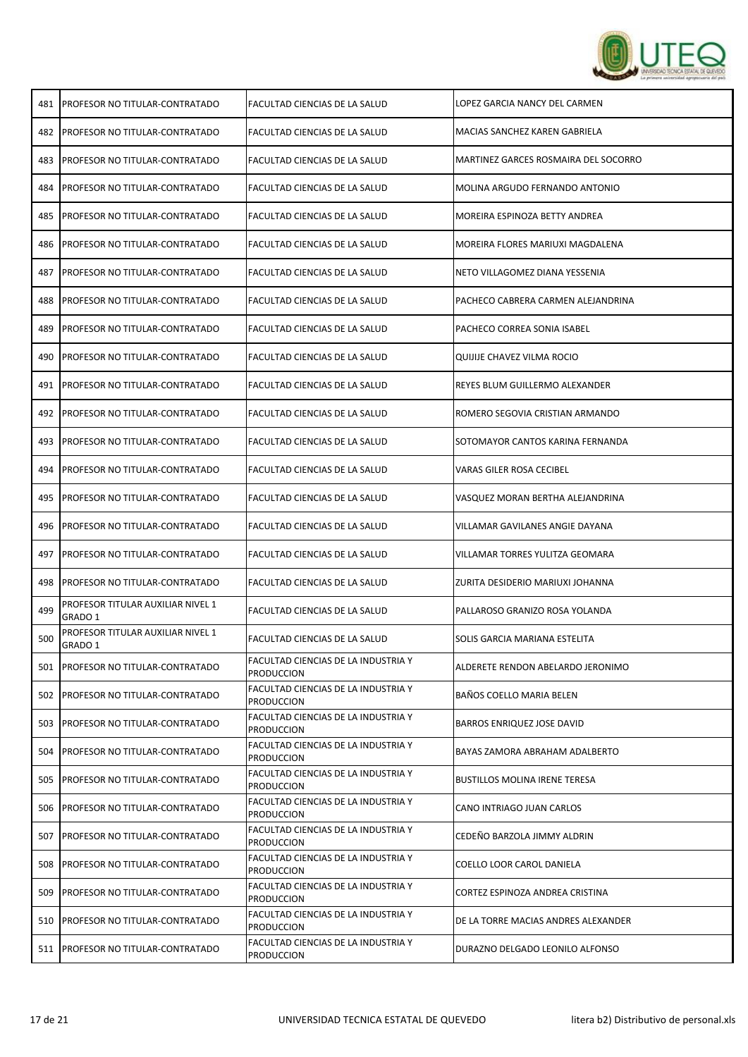| | | | |
|---|---|---|---|
| 481 | PROFESOR NO TITULAR-CONTRATADO | FACULTAD CIENCIAS DE LA SALUD | LOPEZ GARCIA NANCY DEL CARMEN |
| 482 | PROFESOR NO TITULAR-CONTRATADO | FACULTAD CIENCIAS DE LA SALUD | MACIAS SANCHEZ KAREN GABRIELA |
| 483 | PROFESOR NO TITULAR-CONTRATADO | FACULTAD CIENCIAS DE LA SALUD | MARTINEZ GARCES ROSMAIRA DEL SOCORRO |
| 484 | PROFESOR NO TITULAR-CONTRATADO | FACULTAD CIENCIAS DE LA SALUD | MOLINA ARGUDO FERNANDO ANTONIO |
| 485 | PROFESOR NO TITULAR-CONTRATADO | FACULTAD CIENCIAS DE LA SALUD | MOREIRA ESPINOZA BETTY ANDREA |
| 486 | PROFESOR NO TITULAR-CONTRATADO | FACULTAD CIENCIAS DE LA SALUD | MOREIRA FLORES MARIUXI MAGDALENA |
| 487 | PROFESOR NO TITULAR-CONTRATADO | FACULTAD CIENCIAS DE LA SALUD | NETO VILLAGOMEZ DIANA YESSENIA |
| 488 | PROFESOR NO TITULAR-CONTRATADO | FACULTAD CIENCIAS DE LA SALUD | PACHECO CABRERA CARMEN ALEJANDRINA |
| 489 | PROFESOR NO TITULAR-CONTRATADO | FACULTAD CIENCIAS DE LA SALUD | PACHECO CORREA SONIA ISABEL |
| 490 | PROFESOR NO TITULAR-CONTRATADO | FACULTAD CIENCIAS DE LA SALUD | QUIJIJE CHAVEZ VILMA ROCIO |
| 491 | PROFESOR NO TITULAR-CONTRATADO | FACULTAD CIENCIAS DE LA SALUD | REYES BLUM GUILLERMO ALEXANDER |
| 492 | PROFESOR NO TITULAR-CONTRATADO | FACULTAD CIENCIAS DE LA SALUD | ROMERO SEGOVIA CRISTIAN ARMANDO |
| 493 | PROFESOR NO TITULAR-CONTRATADO | FACULTAD CIENCIAS DE LA SALUD | SOTOMAYOR CANTOS KARINA FERNANDA |
| 494 | PROFESOR NO TITULAR-CONTRATADO | FACULTAD CIENCIAS DE LA SALUD | VARAS GILER ROSA CECIBEL |
| 495 | PROFESOR NO TITULAR-CONTRATADO | FACULTAD CIENCIAS DE LA SALUD | VASQUEZ MORAN BERTHA ALEJANDRINA |
| 496 | PROFESOR NO TITULAR-CONTRATADO | FACULTAD CIENCIAS DE LA SALUD | VILLAMAR GAVILANES ANGIE DAYANA |
| 497 | PROFESOR NO TITULAR-CONTRATADO | FACULTAD CIENCIAS DE LA SALUD | VILLAMAR TORRES YULITZA GEOMARA |
| 498 | PROFESOR NO TITULAR-CONTRATADO | FACULTAD CIENCIAS DE LA SALUD | ZURITA DESIDERIO MARIUXI JOHANNA |
| 499 | PROFESOR TITULAR AUXILIAR NIVEL 1 GRADO 1 | FACULTAD CIENCIAS DE LA SALUD | PALLAROSO GRANIZO ROSA YOLANDA |
| 500 | PROFESOR TITULAR AUXILIAR NIVEL 1 GRADO 1 | FACULTAD CIENCIAS DE LA SALUD | SOLIS GARCIA MARIANA ESTELITA |
| 501 | PROFESOR NO TITULAR-CONTRATADO | FACULTAD CIENCIAS DE LA INDUSTRIA Y PRODUCCION | ALDERETE RENDON ABELARDO JERONIMO |
| 502 | PROFESOR NO TITULAR-CONTRATADO | FACULTAD CIENCIAS DE LA INDUSTRIA Y PRODUCCION | BAÑOS COELLO MARIA BELEN |
| 503 | PROFESOR NO TITULAR-CONTRATADO | FACULTAD CIENCIAS DE LA INDUSTRIA Y PRODUCCION | BARROS ENRIQUEZ JOSE DAVID |
| 504 | PROFESOR NO TITULAR-CONTRATADO | FACULTAD CIENCIAS DE LA INDUSTRIA Y PRODUCCION | BAYAS ZAMORA ABRAHAM ADALBERTO |
| 505 | PROFESOR NO TITULAR-CONTRATADO | FACULTAD CIENCIAS DE LA INDUSTRIA Y PRODUCCION | BUSTILLOS MOLINA IRENE TERESA |
| 506 | PROFESOR NO TITULAR-CONTRATADO | FACULTAD CIENCIAS DE LA INDUSTRIA Y PRODUCCION | CANO INTRIAGO JUAN CARLOS |
| 507 | PROFESOR NO TITULAR-CONTRATADO | FACULTAD CIENCIAS DE LA INDUSTRIA Y PRODUCCION | CEDEÑO BARZOLA JIMMY ALDRIN |
| 508 | PROFESOR NO TITULAR-CONTRATADO | FACULTAD CIENCIAS DE LA INDUSTRIA Y PRODUCCION | COELLO LOOR CAROL DANIELA |
| 509 | PROFESOR NO TITULAR-CONTRATADO | FACULTAD CIENCIAS DE LA INDUSTRIA Y PRODUCCION | CORTEZ ESPINOZA ANDREA CRISTINA |
| 510 | PROFESOR NO TITULAR-CONTRATADO | FACULTAD CIENCIAS DE LA INDUSTRIA Y PRODUCCION | DE LA TORRE MACIAS ANDRES ALEXANDER |
| 511 | PROFESOR NO TITULAR-CONTRATADO | FACULTAD CIENCIAS DE LA INDUSTRIA Y PRODUCCION | DURAZNO DELGADO LEONILO ALFONSO |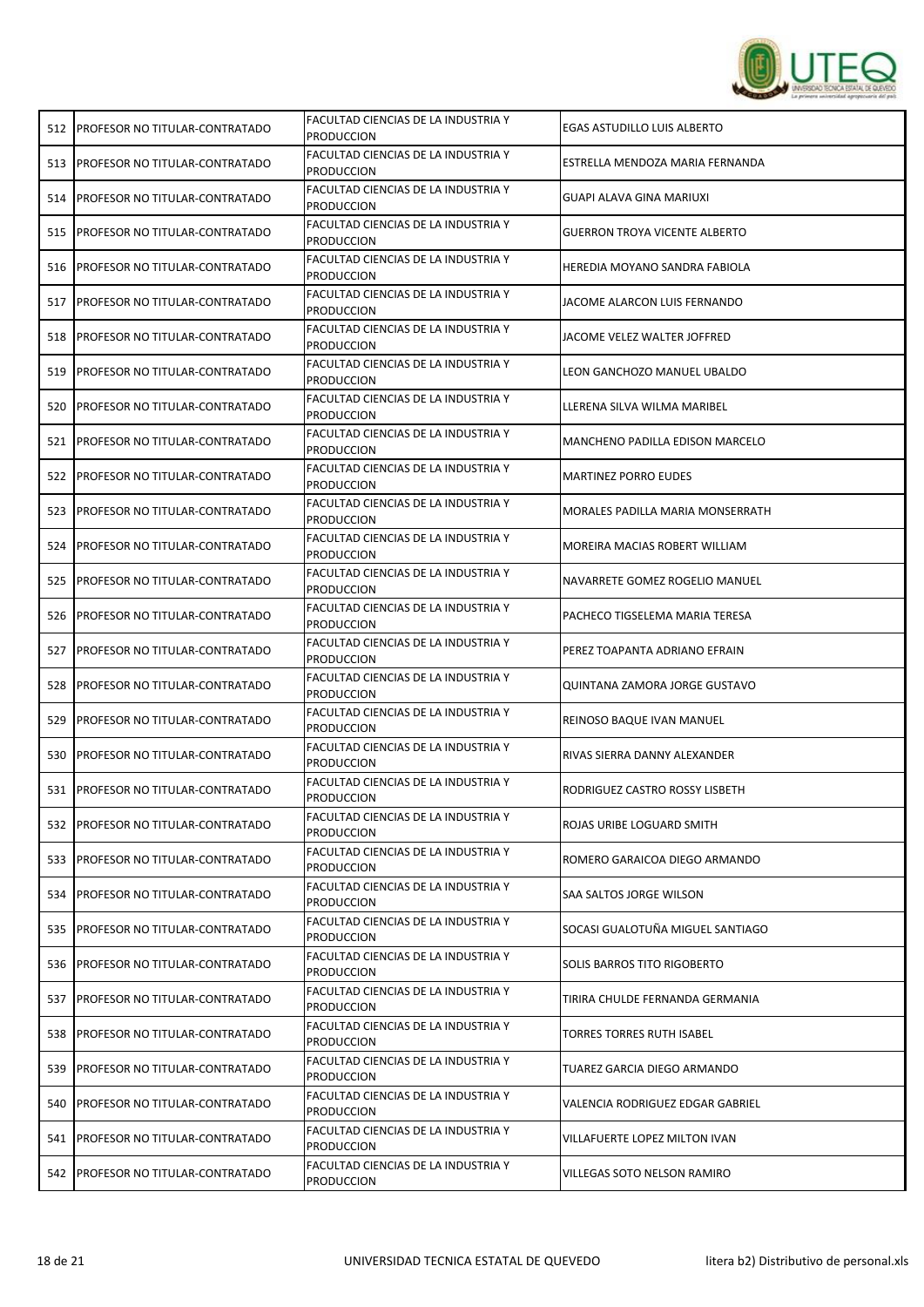| | | | |
|---|---|---|---|
| 512 | PROFESOR NO TITULAR-CONTRATADO | FACULTAD CIENCIAS DE LA INDUSTRIA Y PRODUCCION | EGAS ASTUDILLO LUIS ALBERTO |
| 513 | PROFESOR NO TITULAR-CONTRATADO | FACULTAD CIENCIAS DE LA INDUSTRIA Y PRODUCCION | ESTRELLA MENDOZA MARIA FERNANDA |
| 514 | PROFESOR NO TITULAR-CONTRATADO | FACULTAD CIENCIAS DE LA INDUSTRIA Y PRODUCCION | GUAPI ALAVA GINA MARIUXI |
| 515 | PROFESOR NO TITULAR-CONTRATADO | FACULTAD CIENCIAS DE LA INDUSTRIA Y PRODUCCION | GUERRON TROYA VICENTE ALBERTO |
| 516 | PROFESOR NO TITULAR-CONTRATADO | FACULTAD CIENCIAS DE LA INDUSTRIA Y PRODUCCION | HEREDIA MOYANO SANDRA FABIOLA |
| 517 | PROFESOR NO TITULAR-CONTRATADO | FACULTAD CIENCIAS DE LA INDUSTRIA Y PRODUCCION | JACOME ALARCON LUIS FERNANDO |
| 518 | PROFESOR NO TITULAR-CONTRATADO | FACULTAD CIENCIAS DE LA INDUSTRIA Y PRODUCCION | JACOME VELEZ WALTER JOFFRED |
| 519 | PROFESOR NO TITULAR-CONTRATADO | FACULTAD CIENCIAS DE LA INDUSTRIA Y PRODUCCION | LEON GANCHOZO MANUEL UBALDO |
| 520 | PROFESOR NO TITULAR-CONTRATADO | FACULTAD CIENCIAS DE LA INDUSTRIA Y PRODUCCION | LLERENA SILVA WILMA MARIBEL |
| 521 | PROFESOR NO TITULAR-CONTRATADO | FACULTAD CIENCIAS DE LA INDUSTRIA Y PRODUCCION | MANCHENO PADILLA EDISON MARCELO |
| 522 | PROFESOR NO TITULAR-CONTRATADO | FACULTAD CIENCIAS DE LA INDUSTRIA Y PRODUCCION | MARTINEZ PORRO EUDES |
| 523 | PROFESOR NO TITULAR-CONTRATADO | FACULTAD CIENCIAS DE LA INDUSTRIA Y PRODUCCION | MORALES PADILLA MARIA MONSERRATH |
| 524 | PROFESOR NO TITULAR-CONTRATADO | FACULTAD CIENCIAS DE LA INDUSTRIA Y PRODUCCION | MOREIRA MACIAS ROBERT WILLIAM |
| 525 | PROFESOR NO TITULAR-CONTRATADO | FACULTAD CIENCIAS DE LA INDUSTRIA Y PRODUCCION | NAVARRETE GOMEZ ROGELIO MANUEL |
| 526 | PROFESOR NO TITULAR-CONTRATADO | FACULTAD CIENCIAS DE LA INDUSTRIA Y PRODUCCION | PACHECO TIGSELEMA MARIA TERESA |
| 527 | PROFESOR NO TITULAR-CONTRATADO | FACULTAD CIENCIAS DE LA INDUSTRIA Y PRODUCCION | PEREZ TOAPANTA ADRIANO EFRAIN |
| 528 | PROFESOR NO TITULAR-CONTRATADO | FACULTAD CIENCIAS DE LA INDUSTRIA Y PRODUCCION | QUINTANA ZAMORA JORGE GUSTAVO |
| 529 | PROFESOR NO TITULAR-CONTRATADO | FACULTAD CIENCIAS DE LA INDUSTRIA Y PRODUCCION | REINOSO BAQUE IVAN MANUEL |
| 530 | PROFESOR NO TITULAR-CONTRATADO | FACULTAD CIENCIAS DE LA INDUSTRIA Y PRODUCCION | RIVAS SIERRA DANNY ALEXANDER |
| 531 | PROFESOR NO TITULAR-CONTRATADO | FACULTAD CIENCIAS DE LA INDUSTRIA Y PRODUCCION | RODRIGUEZ CASTRO ROSSY LISBETH |
| 532 | PROFESOR NO TITULAR-CONTRATADO | FACULTAD CIENCIAS DE LA INDUSTRIA Y PRODUCCION | ROJAS URIBE LOGUARD SMITH |
| 533 | PROFESOR NO TITULAR-CONTRATADO | FACULTAD CIENCIAS DE LA INDUSTRIA Y PRODUCCION | ROMERO GARAICOA DIEGO ARMANDO |
| 534 | PROFESOR NO TITULAR-CONTRATADO | FACULTAD CIENCIAS DE LA INDUSTRIA Y PRODUCCION | SAA SALTOS JORGE WILSON |
| 535 | PROFESOR NO TITULAR-CONTRATADO | FACULTAD CIENCIAS DE LA INDUSTRIA Y PRODUCCION | SOCASI GUALOTUÑA MIGUEL SANTIAGO |
| 536 | PROFESOR NO TITULAR-CONTRATADO | FACULTAD CIENCIAS DE LA INDUSTRIA Y PRODUCCION | SOLIS BARROS TITO RIGOBERTO |
| 537 | PROFESOR NO TITULAR-CONTRATADO | FACULTAD CIENCIAS DE LA INDUSTRIA Y PRODUCCION | TIRIRA CHULDE FERNANDA GERMANIA |
| 538 | PROFESOR NO TITULAR-CONTRATADO | FACULTAD CIENCIAS DE LA INDUSTRIA Y PRODUCCION | TORRES TORRES RUTH ISABEL |
| 539 | PROFESOR NO TITULAR-CONTRATADO | FACULTAD CIENCIAS DE LA INDUSTRIA Y PRODUCCION | TUAREZ GARCIA DIEGO ARMANDO |
| 540 | PROFESOR NO TITULAR-CONTRATADO | FACULTAD CIENCIAS DE LA INDUSTRIA Y PRODUCCION | VALENCIA RODRIGUEZ EDGAR GABRIEL |
| 541 | PROFESOR NO TITULAR-CONTRATADO | FACULTAD CIENCIAS DE LA INDUSTRIA Y PRODUCCION | VILLAFUERTE LOPEZ MILTON IVAN |
| 542 | PROFESOR NO TITULAR-CONTRATADO | FACULTAD CIENCIAS DE LA INDUSTRIA Y PRODUCCION | VILLEGAS SOTO NELSON RAMIRO |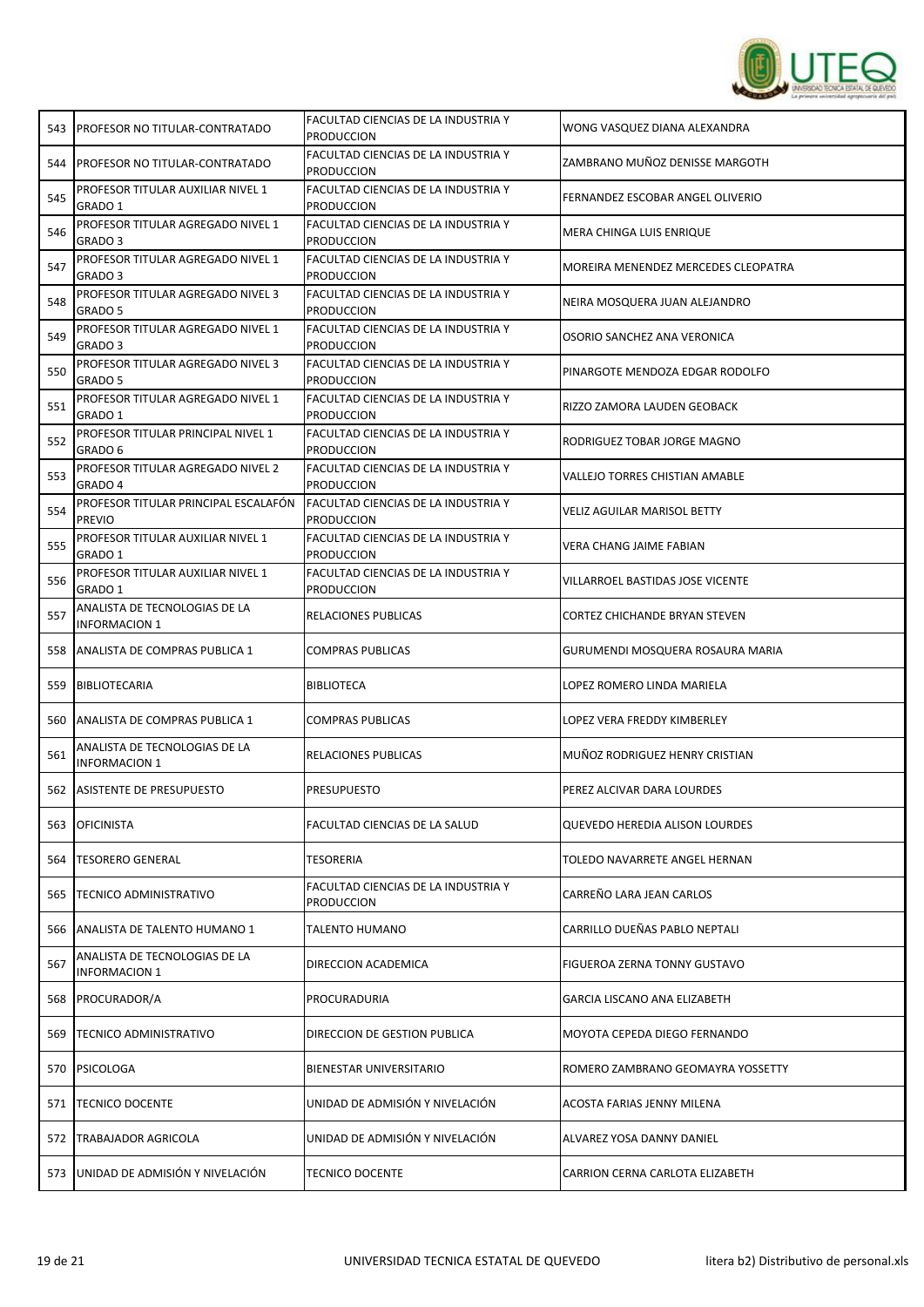| | | | |
|---|---|---|---|
| 543 | PROFESOR NO TITULAR-CONTRATADO | FACULTAD CIENCIAS DE LA INDUSTRIA Y PRODUCCION | WONG VASQUEZ DIANA ALEXANDRA |
| 544 | PROFESOR NO TITULAR-CONTRATADO | FACULTAD CIENCIAS DE LA INDUSTRIA Y PRODUCCION | ZAMBRANO MUÑOZ DENISSE MARGOTH |
| 545 | PROFESOR TITULAR AUXILIAR NIVEL 1 GRADO 1 | FACULTAD CIENCIAS DE LA INDUSTRIA Y PRODUCCION | FERNANDEZ ESCOBAR ANGEL OLIVERIO |
| 546 | PROFESOR TITULAR AGREGADO NIVEL 1 GRADO 3 | FACULTAD CIENCIAS DE LA INDUSTRIA Y PRODUCCION | MERA CHINGA LUIS ENRIQUE |
| 547 | PROFESOR TITULAR AGREGADO NIVEL 1 GRADO 3 | FACULTAD CIENCIAS DE LA INDUSTRIA Y PRODUCCION | MOREIRA MENENDEZ MERCEDES CLEOPATRA |
| 548 | PROFESOR TITULAR AGREGADO NIVEL 3 GRADO 5 | FACULTAD CIENCIAS DE LA INDUSTRIA Y PRODUCCION | NEIRA MOSQUERA JUAN ALEJANDRO |
| 549 | PROFESOR TITULAR AGREGADO NIVEL 1 GRADO 3 | FACULTAD CIENCIAS DE LA INDUSTRIA Y PRODUCCION | OSORIO SANCHEZ ANA VERONICA |
| 550 | PROFESOR TITULAR AGREGADO NIVEL 3 GRADO 5 | FACULTAD CIENCIAS DE LA INDUSTRIA Y PRODUCCION | PINARGOTE MENDOZA EDGAR RODOLFO |
| 551 | PROFESOR TITULAR AGREGADO NIVEL 1 GRADO 1 | FACULTAD CIENCIAS DE LA INDUSTRIA Y PRODUCCION | RIZZO ZAMORA LAUDEN GEOBACK |
| 552 | PROFESOR TITULAR PRINCIPAL NIVEL 1 GRADO 6 | FACULTAD CIENCIAS DE LA INDUSTRIA Y PRODUCCION | RODRIGUEZ TOBAR JORGE MAGNO |
| 553 | PROFESOR TITULAR AGREGADO NIVEL 2 GRADO 4 | FACULTAD CIENCIAS DE LA INDUSTRIA Y PRODUCCION | VALLEJO TORRES CHISTIAN AMABLE |
| 554 | PROFESOR TITULAR PRINCIPAL ESCALAFÓN PREVIO | FACULTAD CIENCIAS DE LA INDUSTRIA Y PRODUCCION | VELIZ AGUILAR MARISOL BETTY |
| 555 | PROFESOR TITULAR AUXILIAR NIVEL 1 GRADO 1 | FACULTAD CIENCIAS DE LA INDUSTRIA Y PRODUCCION | VERA CHANG JAIME FABIAN |
| 556 | PROFESOR TITULAR AUXILIAR NIVEL 1 GRADO 1 | FACULTAD CIENCIAS DE LA INDUSTRIA Y PRODUCCION | VILLARROEL BASTIDAS JOSE VICENTE |
| 557 | ANALISTA DE TECNOLOGIAS DE LA INFORMACION 1 | RELACIONES PUBLICAS | CORTEZ CHICHANDE BRYAN STEVEN |
| 558 | ANALISTA DE COMPRAS PUBLICA 1 | COMPRAS PUBLICAS | GURUMENDI MOSQUERA ROSAURA MARIA |
| 559 | BIBLIOTECARIA | BIBLIOTECA | LOPEZ ROMERO LINDA MARIELA |
| 560 | ANALISTA DE COMPRAS PUBLICA 1 | COMPRAS PUBLICAS | LOPEZ VERA FREDDY KIMBERLEY |
| 561 | ANALISTA DE TECNOLOGIAS DE LA INFORMACION 1 | RELACIONES PUBLICAS | MUÑOZ RODRIGUEZ HENRY CRISTIAN |
| 562 | ASISTENTE DE PRESUPUESTO | PRESUPUESTO | PEREZ ALCIVAR DARA LOURDES |
| 563 | OFICINISTA | FACULTAD CIENCIAS DE LA SALUD | QUEVEDO HEREDIA ALISON LOURDES |
| 564 | TESORERO GENERAL | TESORERIA | TOLEDO NAVARRETE ANGEL HERNAN |
| 565 | TECNICO ADMINISTRATIVO | FACULTAD CIENCIAS DE LA INDUSTRIA Y PRODUCCION | CARREÑO LARA JEAN CARLOS |
| 566 | ANALISTA DE TALENTO HUMANO 1 | TALENTO HUMANO | CARRILLO DUEÑAS PABLO NEPTALI |
| 567 | ANALISTA DE TECNOLOGIAS DE LA INFORMACION 1 | DIRECCION ACADEMICA | FIGUEROA ZERNA TONNY GUSTAVO |
| 568 | PROCURADOR/A | PROCURADURIA | GARCIA LISCANO ANA ELIZABETH |
| 569 | TECNICO ADMINISTRATIVO | DIRECCION DE GESTION PUBLICA | MOYOTA CEPEDA DIEGO FERNANDO |
| 570 | PSICOLOGA | BIENESTAR UNIVERSITARIO | ROMERO ZAMBRANO GEOMAYRA YOSSETTY |
| 571 | TECNICO DOCENTE | UNIDAD DE ADMISIÓN Y NIVELACIÓN | ACOSTA FARIAS JENNY MILENA |
| 572 | TRABAJADOR AGRICOLA | UNIDAD DE ADMISIÓN Y NIVELACIÓN | ALVAREZ YOSA DANNY DANIEL |
| 573 | UNIDAD DE ADMISIÓN Y NIVELACIÓN | TECNICO DOCENTE | CARRION CERNA CARLOTA ELIZABETH |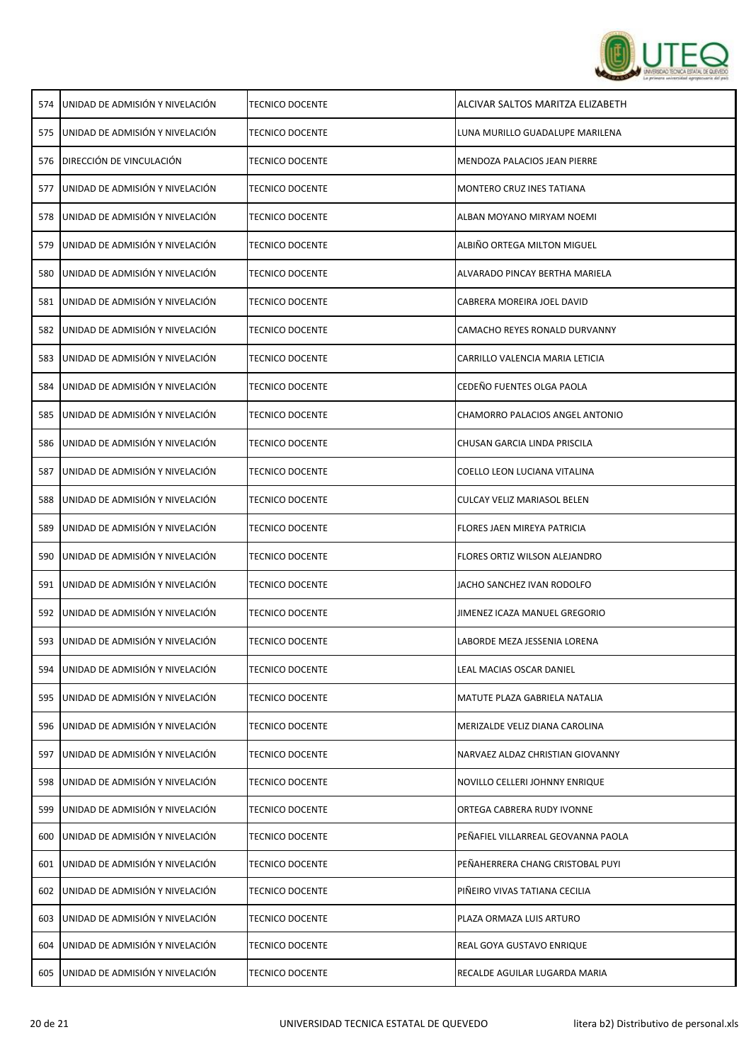| | | | |
|---|---|---|---|
| 574 | UNIDAD DE ADMISIÓN Y NIVELACIÓN | TECNICO DOCENTE | ALCIVAR SALTOS MARITZA ELIZABETH |
| 575 | UNIDAD DE ADMISIÓN Y NIVELACIÓN | TECNICO DOCENTE | LUNA MURILLO GUADALUPE MARILENA |
| 576 | DIRECCIÓN DE VINCULACIÓN | TECNICO DOCENTE | MENDOZA PALACIOS JEAN PIERRE |
| 577 | UNIDAD DE ADMISIÓN Y NIVELACIÓN | TECNICO DOCENTE | MONTERO CRUZ INES TATIANA |
| 578 | UNIDAD DE ADMISIÓN Y NIVELACIÓN | TECNICO DOCENTE | ALBAN MOYANO MIRYAM NOEMI |
| 579 | UNIDAD DE ADMISIÓN Y NIVELACIÓN | TECNICO DOCENTE | ALBIÑO ORTEGA MILTON MIGUEL |
| 580 | UNIDAD DE ADMISIÓN Y NIVELACIÓN | TECNICO DOCENTE | ALVARADO PINCAY BERTHA MARIELA |
| 581 | UNIDAD DE ADMISIÓN Y NIVELACIÓN | TECNICO DOCENTE | CABRERA MOREIRA JOEL DAVID |
| 582 | UNIDAD DE ADMISIÓN Y NIVELACIÓN | TECNICO DOCENTE | CAMACHO REYES RONALD DURVANNY |
| 583 | UNIDAD DE ADMISIÓN Y NIVELACIÓN | TECNICO DOCENTE | CARRILLO VALENCIA MARIA LETICIA |
| 584 | UNIDAD DE ADMISIÓN Y NIVELACIÓN | TECNICO DOCENTE | CEDEÑO FUENTES OLGA PAOLA |
| 585 | UNIDAD DE ADMISIÓN Y NIVELACIÓN | TECNICO DOCENTE | CHAMORRO PALACIOS ANGEL ANTONIO |
| 586 | UNIDAD DE ADMISIÓN Y NIVELACIÓN | TECNICO DOCENTE | CHUSAN GARCIA LINDA PRISCILA |
| 587 | UNIDAD DE ADMISIÓN Y NIVELACIÓN | TECNICO DOCENTE | COELLO LEON LUCIANA VITALINA |
| 588 | UNIDAD DE ADMISIÓN Y NIVELACIÓN | TECNICO DOCENTE | CULCAY VELIZ MARIASOL BELEN |
| 589 | UNIDAD DE ADMISIÓN Y NIVELACIÓN | TECNICO DOCENTE | FLORES JAEN MIREYA PATRICIA |
| 590 | UNIDAD DE ADMISIÓN Y NIVELACIÓN | TECNICO DOCENTE | FLORES ORTIZ WILSON ALEJANDRO |
| 591 | UNIDAD DE ADMISIÓN Y NIVELACIÓN | TECNICO DOCENTE | JACHO SANCHEZ IVAN RODOLFO |
| 592 | UNIDAD DE ADMISIÓN Y NIVELACIÓN | TECNICO DOCENTE | JIMENEZ ICAZA MANUEL GREGORIO |
| 593 | UNIDAD DE ADMISIÓN Y NIVELACIÓN | TECNICO DOCENTE | LABORDE MEZA JESSENIA LORENA |
| 594 | UNIDAD DE ADMISIÓN Y NIVELACIÓN | TECNICO DOCENTE | LEAL MACIAS OSCAR DANIEL |
| 595 | UNIDAD DE ADMISIÓN Y NIVELACIÓN | TECNICO DOCENTE | MATUTE PLAZA GABRIELA NATALIA |
| 596 | UNIDAD DE ADMISIÓN Y NIVELACIÓN | TECNICO DOCENTE | MERIZALDE VELIZ DIANA CAROLINA |
| 597 | UNIDAD DE ADMISIÓN Y NIVELACIÓN | TECNICO DOCENTE | NARVAEZ ALDAZ CHRISTIAN GIOVANNY |
| 598 | UNIDAD DE ADMISIÓN Y NIVELACIÓN | TECNICO DOCENTE | NOVILLO CELLERI JOHNNY ENRIQUE |
| 599 | UNIDAD DE ADMISIÓN Y NIVELACIÓN | TECNICO DOCENTE | ORTEGA CABRERA RUDY IVONNE |
| 600 | UNIDAD DE ADMISIÓN Y NIVELACIÓN | TECNICO DOCENTE | PEÑAFIEL VILLARREAL GEOVANNA PAOLA |
| 601 | UNIDAD DE ADMISIÓN Y NIVELACIÓN | TECNICO DOCENTE | PEÑAHERRERA CHANG CRISTOBAL PUYI |
| 602 | UNIDAD DE ADMISIÓN Y NIVELACIÓN | TECNICO DOCENTE | PIÑEIRO VIVAS TATIANA CECILIA |
| 603 | UNIDAD DE ADMISIÓN Y NIVELACIÓN | TECNICO DOCENTE | PLAZA ORMAZA LUIS ARTURO |
| 604 | UNIDAD DE ADMISIÓN Y NIVELACIÓN | TECNICO DOCENTE | REAL GOYA GUSTAVO ENRIQUE |
| 605 | UNIDAD DE ADMISIÓN Y NIVELACIÓN | TECNICO DOCENTE | RECALDE AGUILAR LUGARDA MARIA |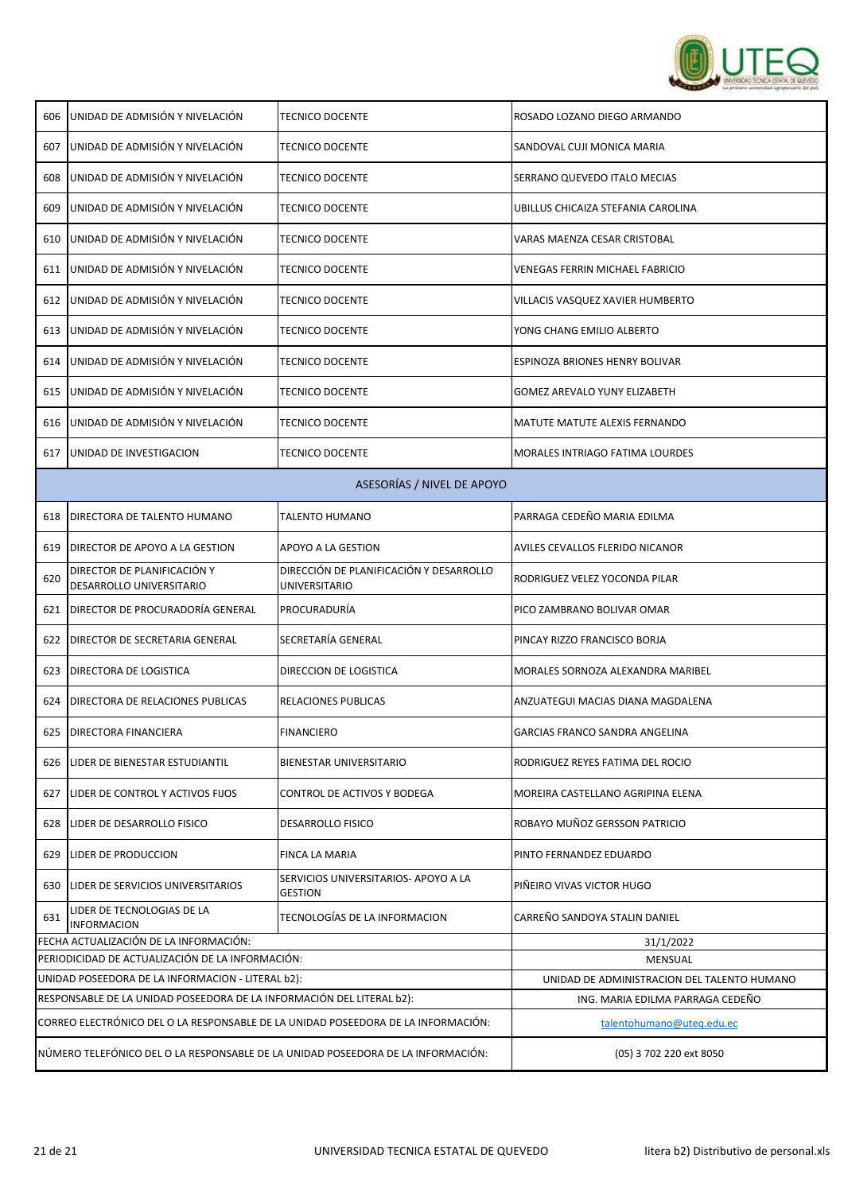| | | | |
|---|---|---|---|
| 606 | UNIDAD DE ADMISIÓN Y NIVELACIÓN | TECNICO DOCENTE | ROSADO LOZANO DIEGO ARMANDO |
| 607 | UNIDAD DE ADMISIÓN Y NIVELACIÓN | TECNICO DOCENTE | SANDOVAL CUJI MONICA MARIA |
| 608 | UNIDAD DE ADMISIÓN Y NIVELACIÓN | TECNICO DOCENTE | SERRANO QUEVEDO ITALO MECIAS |
| 609 | UNIDAD DE ADMISIÓN Y NIVELACIÓN | TECNICO DOCENTE | UBILLUS CHICAIZA STEFANIA CAROLINA |
| 610 | UNIDAD DE ADMISIÓN Y NIVELACIÓN | TECNICO DOCENTE | VARAS MAENZA CESAR CRISTOBAL |
| 611 | UNIDAD DE ADMISIÓN Y NIVELACIÓN | TECNICO DOCENTE | VENEGAS FERRIN MICHAEL FABRICIO |
| 612 | UNIDAD DE ADMISIÓN Y NIVELACIÓN | TECNICO DOCENTE | VILLACIS VASQUEZ XAVIER HUMBERTO |
| 613 | UNIDAD DE ADMISIÓN Y NIVELACIÓN | TECNICO DOCENTE | YONG CHANG EMILIO ALBERTO |
| 614 | UNIDAD DE ADMISIÓN Y NIVELACIÓN | TECNICO DOCENTE | ESPINOZA BRIONES HENRY BOLIVAR |
| 615 | UNIDAD DE ADMISIÓN Y NIVELACIÓN | TECNICO DOCENTE | GOMEZ AREVALO YUNY ELIZABETH |
| 616 | UNIDAD DE ADMISIÓN Y NIVELACIÓN | TECNICO DOCENTE | MATUTE MATUTE ALEXIS FERNANDO |
| 617 | UNIDAD DE INVESTIGACION | TECNICO DOCENTE | MORALES INTRIAGO FATIMA LOURDES |
| | ASESORÍAS / NIVEL DE APOYO | | |
| 618 | DIRECTORA DE TALENTO HUMANO | TALENTO HUMANO | PARRAGA CEDEÑO MARIA EDILMA |
| 619 | DIRECTOR DE APOYO A LA GESTION | APOYO A LA GESTION | AVILES CEVALLOS FLERIDO NICANOR |
| 620 | DIRECTOR DE PLANIFICACIÓN Y DESARROLLO UNIVERSITARIO | DIRECCIÓN DE PLANIFICACIÓN Y DESARROLLO UNIVERSITARIO | RODRIGUEZ VELEZ YOCONDA PILAR |
| 621 | DIRECTOR DE PROCURADORÍA GENERAL | PROCURADURÍA | PICO ZAMBRANO BOLIVAR OMAR |
| 622 | DIRECTOR DE SECRETARIA GENERAL | SECRETARÍA GENERAL | PINCAY RIZZO FRANCISCO BORJA |
| 623 | DIRECTORA DE LOGISTICA | DIRECCION DE LOGISTICA | MORALES SORNOZA ALEXANDRA MARIBEL |
| 624 | DIRECTORA DE RELACIONES PUBLICAS | RELACIONES PUBLICAS | ANZUATEGUI MACIAS DIANA MAGDALENA |
| 625 | DIRECTORA FINANCIERA | FINANCIERO | GARCIAS FRANCO SANDRA ANGELINA |
| 626 | LIDER DE BIENESTAR ESTUDIANTIL | BIENESTAR UNIVERSITARIO | RODRIGUEZ REYES FATIMA DEL ROCIO |
| 627 | LIDER DE CONTROL Y ACTIVOS FIJOS | CONTROL DE ACTIVOS Y BODEGA | MOREIRA CASTELLANO AGRIPINA ELENA |
| 628 | LIDER DE DESARROLLO FISICO | DESARROLLO FISICO | ROBAYO MUÑOZ GERSSON PATRICIO |
| 629 | LIDER DE PRODUCCION | FINCA LA MARIA | PINTO FERNANDEZ EDUARDO |
| 630 | LIDER DE SERVICIOS UNIVERSITARIOS | SERVICIOS UNIVERSITARIOS- APOYO A LA GESTION | PIÑEIRO VIVAS VICTOR HUGO |
| 631 | LIDER DE TECNOLOGIAS DE LA INFORMACION | TECNOLOGÍAS DE LA INFORMACION | CARREÑO SANDOYA STALIN DANIEL |

| | |
|---|---|
| FECHA ACTUALIZACIÓN DE LA INFORMACIÓN: | 31/1/2022 |
| PERIODICIDAD DE ACTUALIZACIÓN DE LA INFORMACIÓN: | MENSUAL |
| UNIDAD POSEEDORA DE LA INFORMACION - LITERAL b2): | UNIDAD DE ADMINISTRACION DEL TALENTO HUMANO |
| RESPONSABLE DE LA UNIDAD POSEEDORA DE LA INFORMACIÓN DEL LITERAL b2): | ING. MARIA EDILMA PARRAGA CEDEÑO |
| CORREO ELECTRÓNICO DEL O LA RESPONSABLE DE LA UNIDAD POSEEDORA DE LA INFORMACIÓN: | talentohumano@uteq.edu.ec |
| NÚMERO TELEFÓNICO DEL O LA RESPONSABLE DE LA UNIDAD POSEEDORA DE LA INFORMACIÓN: | (05) 3 702 220 ext 8050 |